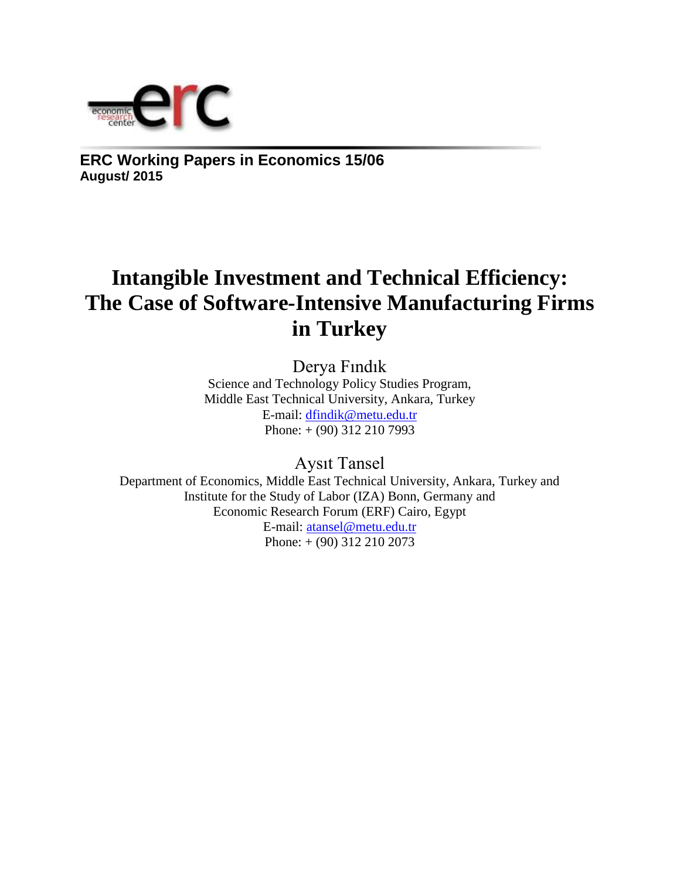**ERC Working Papers in Economics 15/06**
**August/ 2015**

# Intangible Investment and Technical Efficiency: The Case of Software-Intensive Manufacturing Firms in Turkey

Derya Fındık
Science and Technology Policy Studies Program,
Middle East Technical University, Ankara, Turkey
E-mail: dfindik@metu.edu.tr
Phone: + (90) 312 210 7993

Aysıt Tansel
Department of Economics, Middle East Technical University, Ankara, Turkey and
Institute for the Study of Labor (IZA) Bonn, Germany and
Economic Research Forum (ERF) Cairo, Egypt
E-mail: atansel@metu.edu.tr
Phone: + (90) 312 210 2073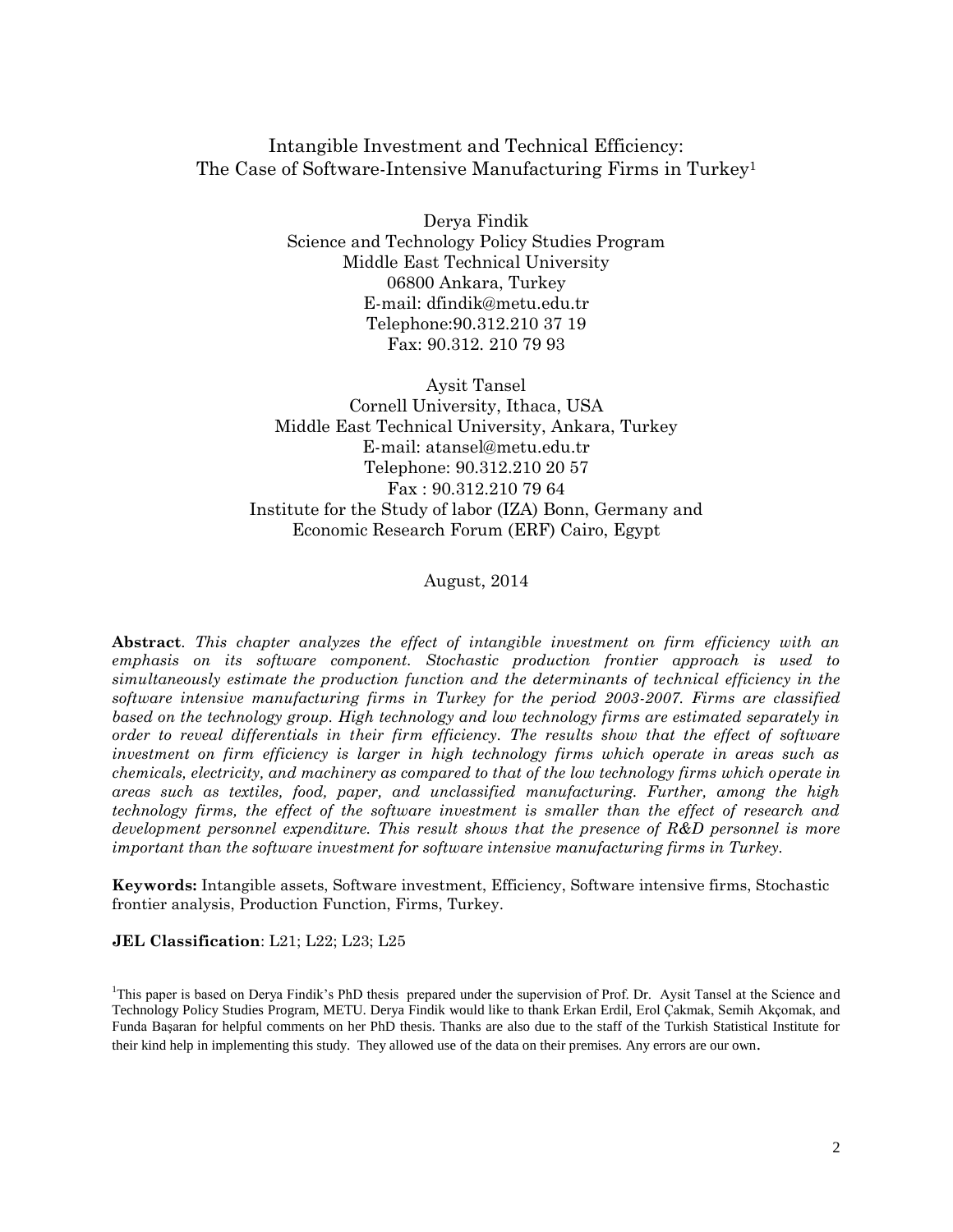# Intangible Investment and Technical Efficiency: The Case of Software-Intensive Manufacturing Firms in Turkey[1]

Derya Findik  
Science and Technology Policy Studies Program  
Middle East Technical University  
06800 Ankara, Turkey  
E-mail: dfindik@metu.edu.tr  
Telephone:90.312.210 37 19  
Fax: 90.312. 210 79 93

Aysit Tansel  
Cornell University, Ithaca, USA  
Middle East Technical University, Ankara, Turkey  
E-mail: atansel@metu.edu.tr  
Telephone: 90.312.210 20 57  
Fax : 90.312.210 79 64  
Institute for the Study of labor (IZA) Bonn, Germany and  
Economic Research Forum (ERF) Cairo, Egypt

August, 2014

**Abstract**. *This chapter analyzes the effect of intangible investment on firm efficiency with an emphasis on its software component. Stochastic production frontier approach is used to simultaneously estimate the production function and the determinants of technical efficiency in the software intensive manufacturing firms in Turkey for the period 2003-2007. Firms are classified based on the technology group. High technology and low technology firms are estimated separately in order to reveal differentials in their firm efficiency. The results show that the effect of software investment on firm efficiency is larger in high technology firms which operate in areas such as chemicals, electricity, and machinery as compared to that of the low technology firms which operate in areas such as textiles, food, paper, and unclassified manufacturing. Further, among the high technology firms, the effect of the software investment is smaller than the effect of research and development personnel expenditure. This result shows that the presence of R&D personnel is more important than the software investment for software intensive manufacturing firms in Turkey.*

**Keywords:** Intangible assets, Software investment, Efficiency, Software intensive firms, Stochastic frontier analysis, Production Function, Firms, Turkey.

**JEL Classification**: L21; L22; L23; L25

[1]This paper is based on Derya Findik's PhD thesis prepared under the supervision of Prof. Dr. Aysit Tansel at the Science and Technology Policy Studies Program, METU. Derya Findik would like to thank Erkan Erdil, Erol Çakmak, Semih Akçomak, and Funda Başaran for helpful comments on her PhD thesis. Thanks are also due to the staff of the Turkish Statistical Institute for their kind help in implementing this study. They allowed use of the data on their premises. Any errors are our own.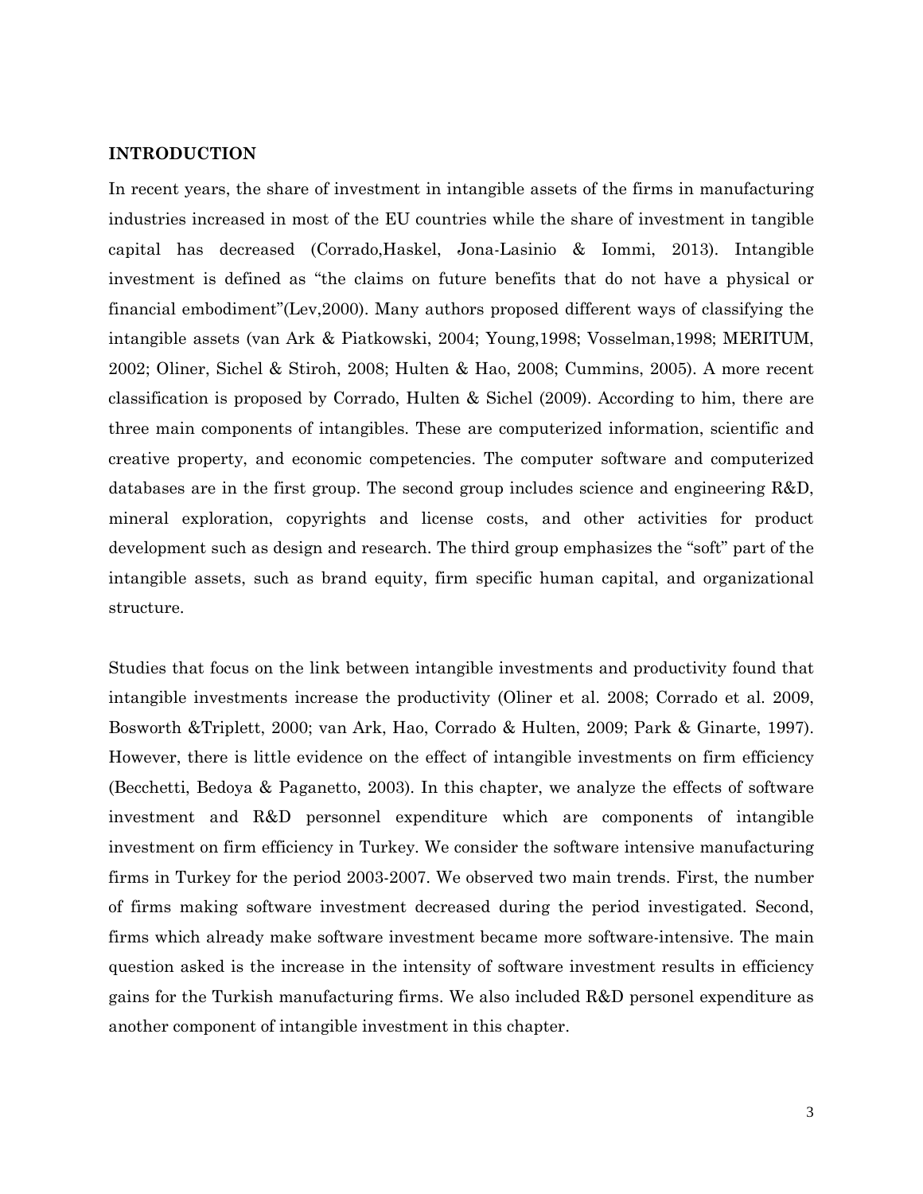## INTRODUCTION

In recent years, the share of investment in intangible assets of the firms in manufacturing industries increased in most of the EU countries while the share of investment in tangible capital has decreased (Corrado,Haskel, Jona-Lasinio & Iommi, 2013). Intangible investment is defined as "the claims on future benefits that do not have a physical or financial embodiment"(Lev,2000). Many authors proposed different ways of classifying the intangible assets (van Ark & Piatkowski, 2004; Young,1998; Vosselman,1998; MERITUM, 2002; Oliner, Sichel & Stiroh, 2008; Hulten & Hao, 2008; Cummins, 2005). A more recent classification is proposed by Corrado, Hulten & Sichel (2009). According to him, there are three main components of intangibles. These are computerized information, scientific and creative property, and economic competencies. The computer software and computerized databases are in the first group. The second group includes science and engineering R&D, mineral exploration, copyrights and license costs, and other activities for product development such as design and research. The third group emphasizes the "soft" part of the intangible assets, such as brand equity, firm specific human capital, and organizational structure.

Studies that focus on the link between intangible investments and productivity found that intangible investments increase the productivity (Oliner et al. 2008; Corrado et al. 2009, Bosworth &Triplett, 2000; van Ark, Hao, Corrado & Hulten, 2009; Park & Ginarte, 1997). However, there is little evidence on the effect of intangible investments on firm efficiency (Becchetti, Bedoya & Paganetto, 2003). In this chapter, we analyze the effects of software investment and R&D personnel expenditure which are components of intangible investment on firm efficiency in Turkey. We consider the software intensive manufacturing firms in Turkey for the period 2003-2007. We observed two main trends. First, the number of firms making software investment decreased during the period investigated. Second, firms which already make software investment became more software-intensive. The main question asked is the increase in the intensity of software investment results in efficiency gains for the Turkish manufacturing firms. We also included R&D personel expenditure as another component of intangible investment in this chapter.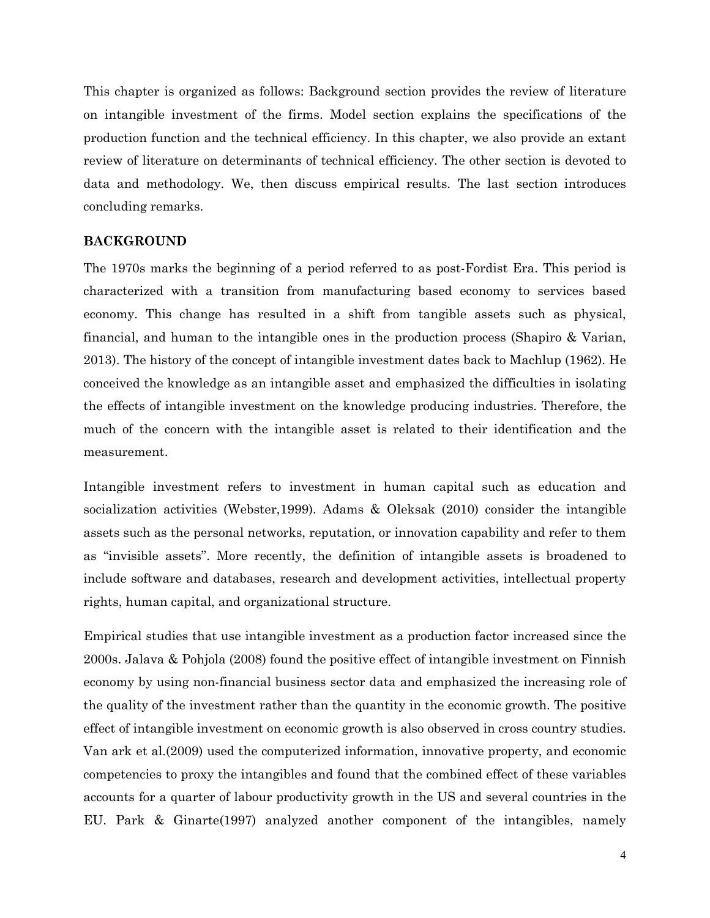This chapter is organized as follows: Background section provides the review of literature on intangible investment of the firms. Model section explains the specifications of the production function and the technical efficiency. In this chapter, we also provide an extant review of literature on determinants of technical efficiency. The other section is devoted to data and methodology. We, then discuss empirical results. The last section introduces concluding remarks.

## BACKGROUND

The 1970s marks the beginning of a period referred to as post-Fordist Era. This period is characterized with a transition from manufacturing based economy to services based economy. This change has resulted in a shift from tangible assets such as physical, financial, and human to the intangible ones in the production process (Shapiro & Varian, 2013). The history of the concept of intangible investment dates back to Machlup (1962). He conceived the knowledge as an intangible asset and emphasized the difficulties in isolating the effects of intangible investment on the knowledge producing industries. Therefore, the much of the concern with the intangible asset is related to their identification and the measurement.

Intangible investment refers to investment in human capital such as education and socialization activities (Webster,1999). Adams & Oleksak (2010) consider the intangible assets such as the personal networks, reputation, or innovation capability and refer to them as "invisible assets". More recently, the definition of intangible assets is broadened to include software and databases, research and development activities, intellectual property rights, human capital, and organizational structure.

Empirical studies that use intangible investment as a production factor increased since the 2000s. Jalava & Pohjola (2008) found the positive effect of intangible investment on Finnish economy by using non-financial business sector data and emphasized the increasing role of the quality of the investment rather than the quantity in the economic growth. The positive effect of intangible investment on economic growth is also observed in cross country studies. Van ark et al.(2009) used the computerized information, innovative property, and economic competencies to proxy the intangibles and found that the combined effect of these variables accounts for a quarter of labour productivity growth in the US and several countries in the EU. Park & Ginarte(1997) analyzed another component of the intangibles, namely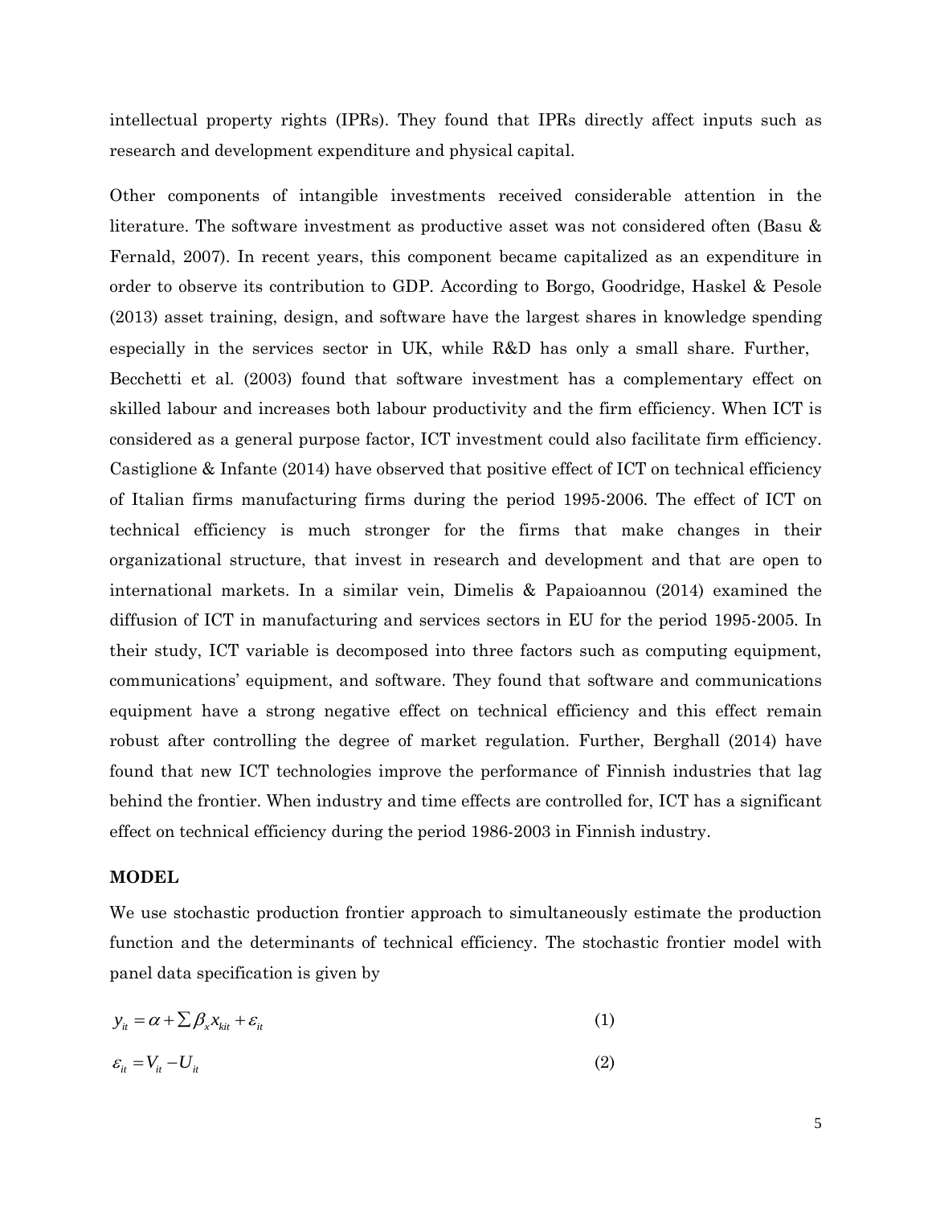intellectual property rights (IPRs). They found that IPRs directly affect inputs such as research and development expenditure and physical capital.

Other components of intangible investments received considerable attention in the literature. The software investment as productive asset was not considered often (Basu & Fernald, 2007). In recent years, this component became capitalized as an expenditure in order to observe its contribution to GDP. According to Borgo, Goodridge, Haskel & Pesole (2013) asset training, design, and software have the largest shares in knowledge spending especially in the services sector in UK, while R&D has only a small share. Further, Becchetti et al. (2003) found that software investment has a complementary effect on skilled labour and increases both labour productivity and the firm efficiency. When ICT is considered as a general purpose factor, ICT investment could also facilitate firm efficiency. Castiglione & Infante (2014) have observed that positive effect of ICT on technical efficiency of Italian firms manufacturing firms during the period 1995-2006. The effect of ICT on technical efficiency is much stronger for the firms that make changes in their organizational structure, that invest in research and development and that are open to international markets. In a similar vein, Dimelis & Papaioannou (2014) examined the diffusion of ICT in manufacturing and services sectors in EU for the period 1995-2005. In their study, ICT variable is decomposed into three factors such as computing equipment, communications' equipment, and software. They found that software and communications equipment have a strong negative effect on technical efficiency and this effect remain robust after controlling the degree of market regulation. Further, Berghall (2014) have found that new ICT technologies improve the performance of Finnish industries that lag behind the frontier. When industry and time effects are controlled for, ICT has a significant effect on technical efficiency during the period 1986-2003 in Finnish industry.

**MODEL**

We use stochastic production frontier approach to simultaneously estimate the production function and the determinants of technical efficiency. The stochastic frontier model with panel data specification is given by

$$y_{it} = \alpha + \sum \beta_x x_{kit} + \varepsilon_{it} \tag{1}$$

$$\varepsilon_{it} = V_{it} - U_{it} \tag{2}$$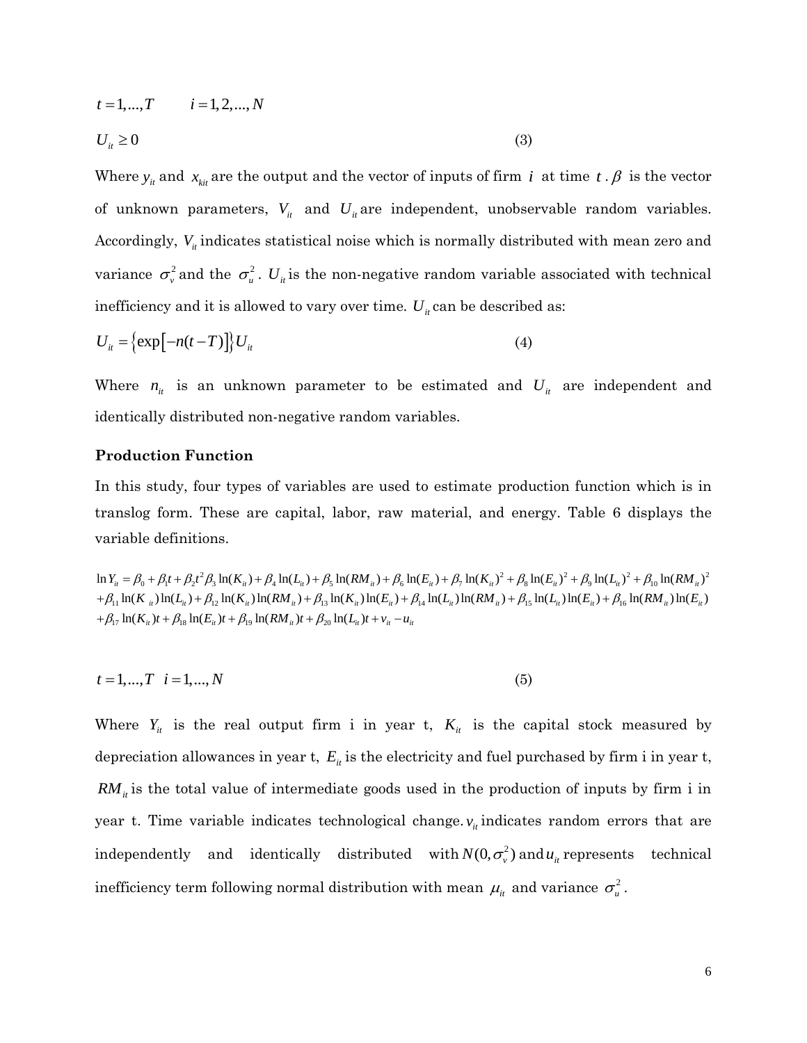$$t = 1,...,T \qquad i = 1,2,...,N$$

$$U_{it} \geq 0 \tag{3}$$

Where $y_{it}$ and $x_{kit}$ are the output and the vector of inputs of firm $i$ at time $t$. $\beta$ is the vector of unknown parameters, $V_{it}$ and $U_{it}$ are independent, unobservable random variables. Accordingly, $V_{it}$ indicates statistical noise which is normally distributed with mean zero and variance $\sigma_v^2$ and the $\sigma_u^2$. $U_{it}$ is the non-negative random variable associated with technical inefficiency and it is allowed to vary over time. $U_{it}$ can be described as:

$$U_{it} = \left\{ \exp\left[ -n(t-T) \right] \right\} U_{it} \tag{4}$$

Where $n_{it}$ is an unknown parameter to be estimated and $U_{it}$ are independent and identically distributed non-negative random variables.

**Production Function**

In this study, four types of variables are used to estimate production function which is in translog form. These are capital, labor, raw material, and energy. Table 6 displays the variable definitions.

$$\begin{aligned}
\ln Y_{it} = {} & \beta_0 + \beta_1 t + \beta_2 t^2 \beta_3 \ln(K_{it}) + \beta_4 \ln(L_{it}) + \beta_5 \ln(RM_{it}) + \beta_6 \ln(E_{it}) + \beta_7 \ln(K_{it})^2 + \beta_8 \ln(E_{it})^2 + \beta_9 \ln(L_{it})^2 + \beta_{10} \ln(RM_{it})^2 \\
& + \beta_{11} \ln(K_{it}) \ln(L_{it}) + \beta_{12} \ln(K_{it}) \ln(RM_{it}) + \beta_{13} \ln(K_{it}) \ln(E_{it}) + \beta_{14} \ln(L_{it}) \ln(RM_{it}) + \beta_{15} \ln(L_{it}) \ln(E_{it}) + \beta_{16} \ln(RM_{it}) \ln(E_{it}) \\
& + \beta_{17} \ln(K_{it}) t + \beta_{18} \ln(E_{it}) t + \beta_{19} \ln(RM_{it}) t + \beta_{20} \ln(L_{it}) t + v_{it} - u_{it}
\end{aligned}$$

$$t = 1,...,T \quad i = 1,...,N \tag{5}$$

Where $Y_{it}$ is the real output firm i in year t, $K_{it}$ is the capital stock measured by depreciation allowances in year t, $E_{it}$ is the electricity and fuel purchased by firm i in year t, $RM_{it}$ is the total value of intermediate goods used in the production of inputs by firm i in year t. Time variable indicates technological change. $v_{it}$ indicates random errors that are independently and identically distributed with $N(0, \sigma_v^2)$ and $u_{it}$ represents technical inefficiency term following normal distribution with mean $\mu_{it}$ and variance $\sigma_u^2$.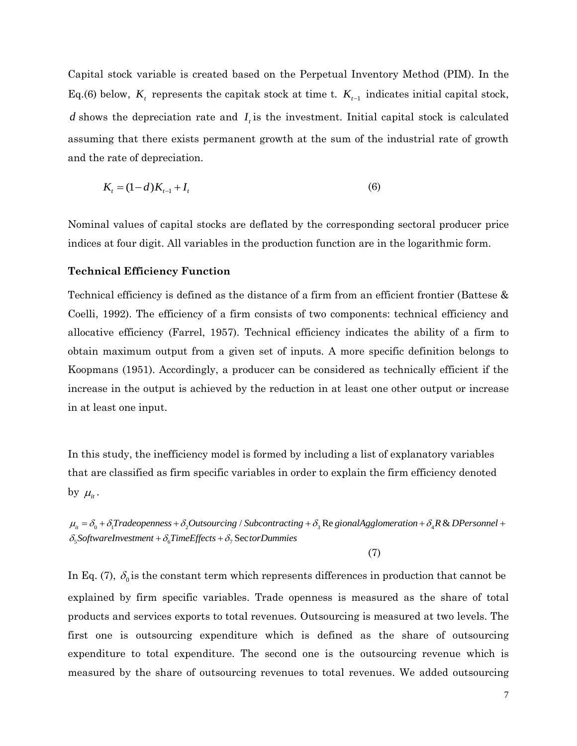Capital stock variable is created based on the Perpetual Inventory Method (PIM). In the Eq.(6) below, $K_t$ represents the capitak stock at time t. $K_{t-1}$ indicates initial capital stock, $d$ shows the depreciation rate and $I_t$ is the investment. Initial capital stock is calculated assuming that there exists permanent growth at the sum of the industrial rate of growth and the rate of depreciation.

$$K_t = (1-d)K_{t-1} + I_t \tag{6}$$

Nominal values of capital stocks are deflated by the corresponding sectoral producer price indices at four digit. All variables in the production function are in the logarithmic form.

**Technical Efficiency Function**

Technical efficiency is defined as the distance of a firm from an efficient frontier (Battese & Coelli, 1992). The efficiency of a firm consists of two components: technical efficiency and allocative efficiency (Farrel, 1957). Technical efficiency indicates the ability of a firm to obtain maximum output from a given set of inputs. A more specific definition belongs to Koopmans (1951). Accordingly, a producer can be considered as technically efficient if the increase in the output is achieved by the reduction in at least one other output or increase in at least one input.

In this study, the inefficiency model is formed by including a list of explanatory variables that are classified as firm specific variables in order to explain the firm efficiency denoted by $\mu_{it}$.

$$\mu_{it} = \delta_0 + \delta_1 Tradeopenness + \delta_2 Outsourcing / Subcontracting + \delta_3 RegionalAgglomeration + \delta_4 R\&DPersonnel + \delta_5 SoftwareInvestment + \delta_6 TimeEffects + \delta_7 SectorDummies \tag{7}$$

In Eq. (7), $\delta_0$ is the constant term which represents differences in production that cannot be explained by firm specific variables. Trade openness is measured as the share of total products and services exports to total revenues. Outsourcing is measured at two levels. The first one is outsourcing expenditure which is defined as the share of outsourcing expenditure to total expenditure. The second one is the outsourcing revenue which is measured by the share of outsourcing revenues to total revenues. We added outsourcing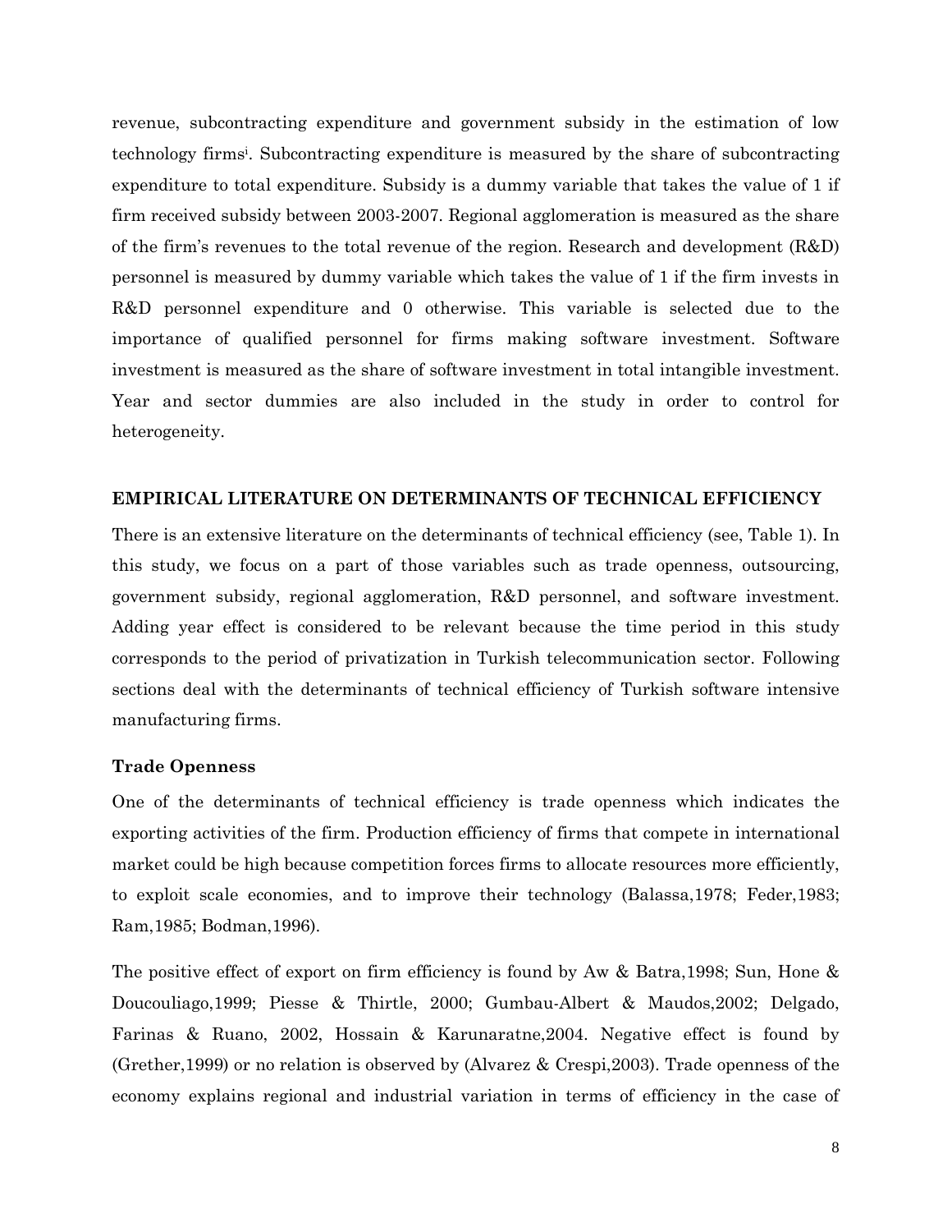revenue, subcontracting expenditure and government subsidy in the estimation of low technology firms[i]. Subcontracting expenditure is measured by the share of subcontracting expenditure to total expenditure. Subsidy is a dummy variable that takes the value of 1 if firm received subsidy between 2003-2007. Regional agglomeration is measured as the share of the firm's revenues to the total revenue of the region. Research and development (R&D) personnel is measured by dummy variable which takes the value of 1 if the firm invests in R&D personnel expenditure and 0 otherwise. This variable is selected due to the importance of qualified personnel for firms making software investment. Software investment is measured as the share of software investment in total intangible investment. Year and sector dummies are also included in the study in order to control for heterogeneity.

## EMPIRICAL LITERATURE ON DETERMINANTS OF TECHNICAL EFFICIENCY

There is an extensive literature on the determinants of technical efficiency (see, Table 1). In this study, we focus on a part of those variables such as trade openness, outsourcing, government subsidy, regional agglomeration, R&D personnel, and software investment. Adding year effect is considered to be relevant because the time period in this study corresponds to the period of privatization in Turkish telecommunication sector. Following sections deal with the determinants of technical efficiency of Turkish software intensive manufacturing firms.

### Trade Openness

One of the determinants of technical efficiency is trade openness which indicates the exporting activities of the firm. Production efficiency of firms that compete in international market could be high because competition forces firms to allocate resources more efficiently, to exploit scale economies, and to improve their technology (Balassa,1978; Feder,1983; Ram,1985; Bodman,1996).

The positive effect of export on firm efficiency is found by Aw & Batra,1998; Sun, Hone & Doucouliago,1999; Piesse & Thirtle, 2000; Gumbau-Albert & Maudos,2002; Delgado, Farinas & Ruano, 2002, Hossain & Karunaratne,2004. Negative effect is found by (Grether,1999) or no relation is observed by (Alvarez & Crespi,2003). Trade openness of the economy explains regional and industrial variation in terms of efficiency in the case of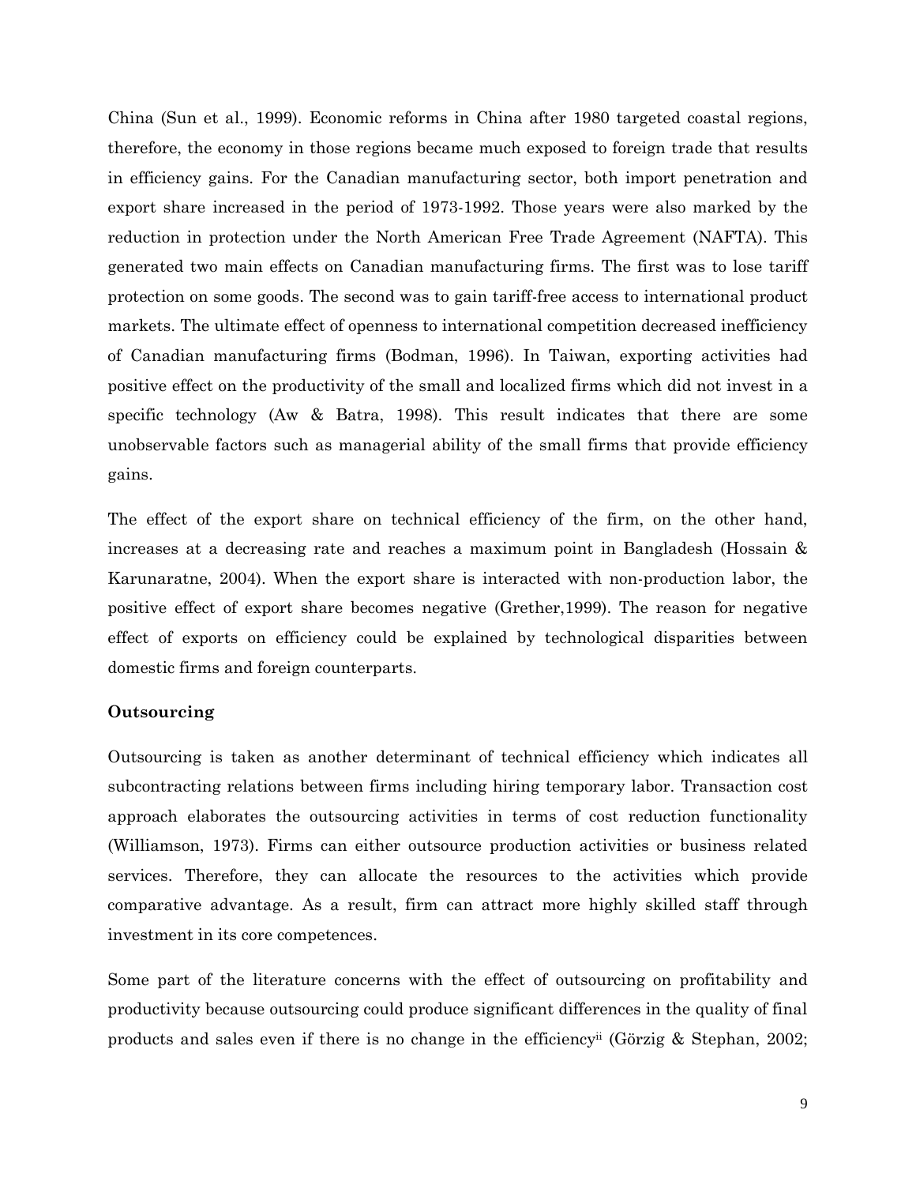China (Sun et al., 1999). Economic reforms in China after 1980 targeted coastal regions, therefore, the economy in those regions became much exposed to foreign trade that results in efficiency gains. For the Canadian manufacturing sector, both import penetration and export share increased in the period of 1973-1992. Those years were also marked by the reduction in protection under the North American Free Trade Agreement (NAFTA). This generated two main effects on Canadian manufacturing firms. The first was to lose tariff protection on some goods. The second was to gain tariff-free access to international product markets. The ultimate effect of openness to international competition decreased inefficiency of Canadian manufacturing firms (Bodman, 1996). In Taiwan, exporting activities had positive effect on the productivity of the small and localized firms which did not invest in a specific technology (Aw & Batra, 1998). This result indicates that there are some unobservable factors such as managerial ability of the small firms that provide efficiency gains.

The effect of the export share on technical efficiency of the firm, on the other hand, increases at a decreasing rate and reaches a maximum point in Bangladesh (Hossain & Karunaratne, 2004). When the export share is interacted with non-production labor, the positive effect of export share becomes negative (Grether,1999). The reason for negative effect of exports on efficiency could be explained by technological disparities between domestic firms and foreign counterparts.

**Outsourcing**

Outsourcing is taken as another determinant of technical efficiency which indicates all subcontracting relations between firms including hiring temporary labor. Transaction cost approach elaborates the outsourcing activities in terms of cost reduction functionality (Williamson, 1973). Firms can either outsource production activities or business related services. Therefore, they can allocate the resources to the activities which provide comparative advantage. As a result, firm can attract more highly skilled staff through investment in its core competences.

Some part of the literature concerns with the effect of outsourcing on profitability and productivity because outsourcing could produce significant differences in the quality of final products and sales even if there is no change in the efficiency[ii] (Görzig & Stephan, 2002;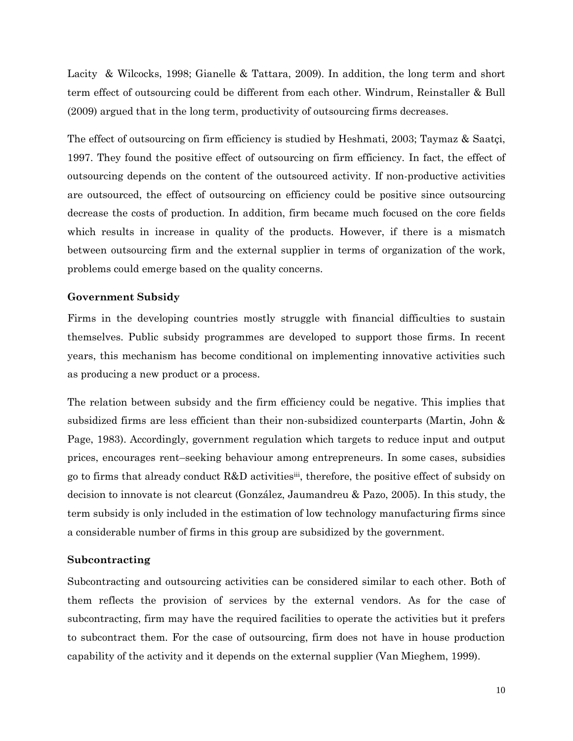Lacity & Wilcocks, 1998; Gianelle & Tattara, 2009). In addition, the long term and short term effect of outsourcing could be different from each other. Windrum, Reinstaller & Bull (2009) argued that in the long term, productivity of outsourcing firms decreases.

The effect of outsourcing on firm efficiency is studied by Heshmati, 2003; Taymaz & Saatçi, 1997. They found the positive effect of outsourcing on firm efficiency. In fact, the effect of outsourcing depends on the content of the outsourced activity. If non-productive activities are outsourced, the effect of outsourcing on efficiency could be positive since outsourcing decrease the costs of production. In addition, firm became much focused on the core fields which results in increase in quality of the products. However, if there is a mismatch between outsourcing firm and the external supplier in terms of organization of the work, problems could emerge based on the quality concerns.

**Government Subsidy**

Firms in the developing countries mostly struggle with financial difficulties to sustain themselves. Public subsidy programmes are developed to support those firms. In recent years, this mechanism has become conditional on implementing innovative activities such as producing a new product or a process.

The relation between subsidy and the firm efficiency could be negative. This implies that subsidized firms are less efficient than their non-subsidized counterparts (Martin, John & Page, 1983). Accordingly, government regulation which targets to reduce input and output prices, encourages rent–seeking behaviour among entrepreneurs. In some cases, subsidies go to firms that already conduct R&D activities[iii], therefore, the positive effect of subsidy on decision to innovate is not clearcut (González, Jaumandreu & Pazo, 2005). In this study, the term subsidy is only included in the estimation of low technology manufacturing firms since a considerable number of firms in this group are subsidized by the government.

**Subcontracting**

Subcontracting and outsourcing activities can be considered similar to each other. Both of them reflects the provision of services by the external vendors. As for the case of subcontracting, firm may have the required facilities to operate the activities but it prefers to subcontract them. For the case of outsourcing, firm does not have in house production capability of the activity and it depends on the external supplier (Van Mieghem, 1999).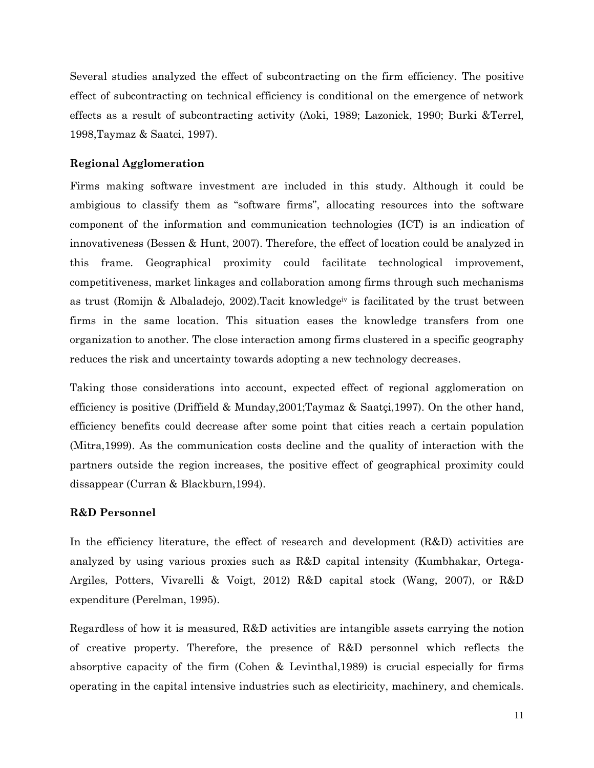Several studies analyzed the effect of subcontracting on the firm efficiency. The positive effect of subcontracting on technical efficiency is conditional on the emergence of network effects as a result of subcontracting activity (Aoki, 1989; Lazonick, 1990; Burki &Terrel, 1998,Taymaz & Saatci, 1997).

**Regional Agglomeration**

Firms making software investment are included in this study. Although it could be ambigious to classify them as "software firms", allocating resources into the software component of the information and communication technologies (ICT) is an indication of innovativeness (Bessen & Hunt, 2007). Therefore, the effect of location could be analyzed in this frame. Geographical proximity could facilitate technological improvement, competitiveness, market linkages and collaboration among firms through such mechanisms as trust (Romijn & Albaladejo, 2002).Tacit knowledge[iv] is facilitated by the trust between firms in the same location. This situation eases the knowledge transfers from one organization to another. The close interaction among firms clustered in a specific geography reduces the risk and uncertainty towards adopting a new technology decreases.

Taking those considerations into account, expected effect of regional agglomeration on efficiency is positive (Driffield & Munday,2001;Taymaz & Saatçi,1997). On the other hand, efficiency benefits could decrease after some point that cities reach a certain population (Mitra,1999). As the communication costs decline and the quality of interaction with the partners outside the region increases, the positive effect of geographical proximity could dissappear (Curran & Blackburn,1994).

**R&D Personnel**

In the efficiency literature, the effect of research and development (R&D) activities are analyzed by using various proxies such as R&D capital intensity (Kumbhakar, Ortega-Argiles, Potters, Vivarelli & Voigt, 2012) R&D capital stock (Wang, 2007), or R&D expenditure (Perelman, 1995).

Regardless of how it is measured, R&D activities are intangible assets carrying the notion of creative property. Therefore, the presence of R&D personnel which reflects the absorptive capacity of the firm (Cohen & Levinthal,1989) is crucial especially for firms operating in the capital intensive industries such as electiricity, machinery, and chemicals.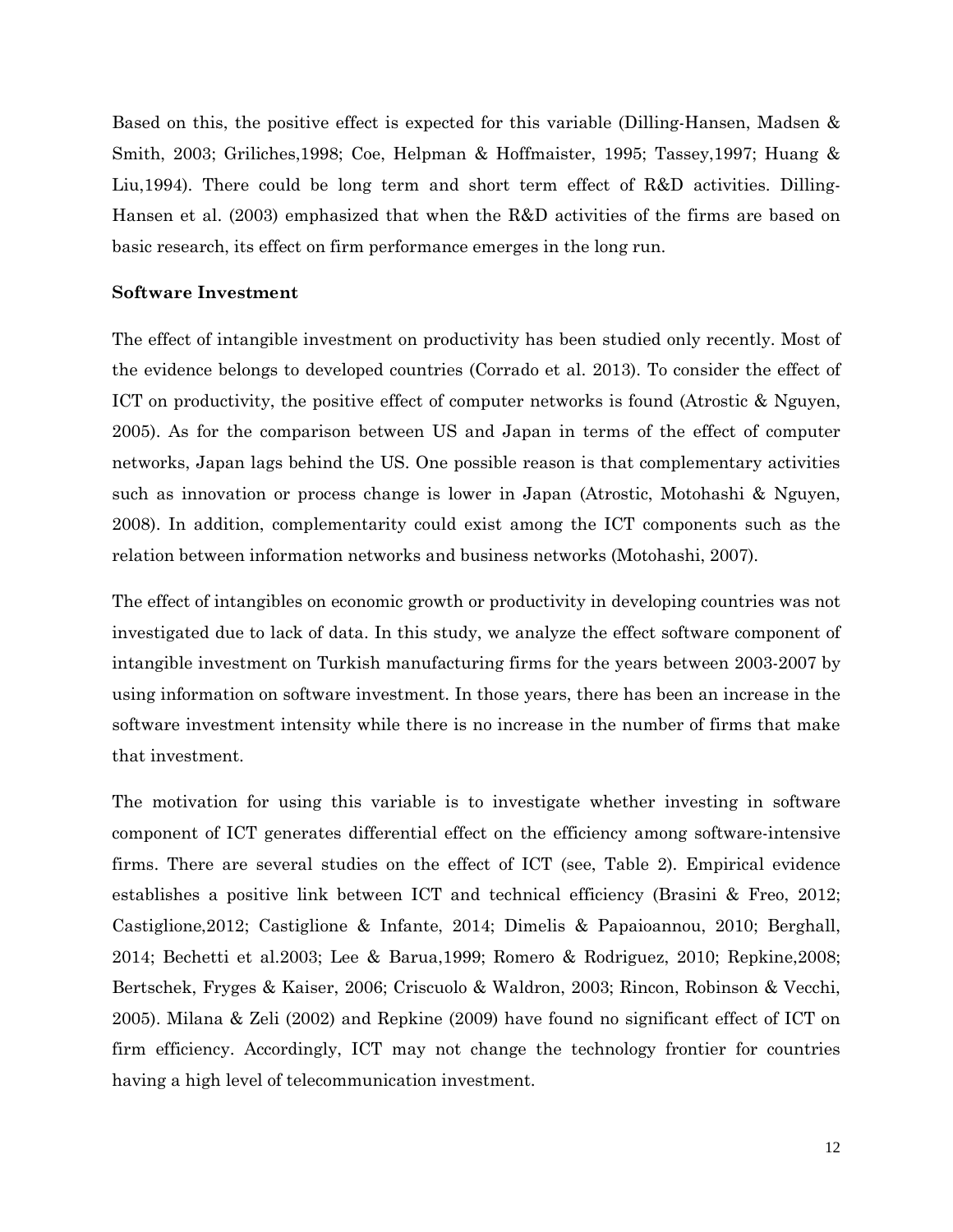Based on this, the positive effect is expected for this variable (Dilling-Hansen, Madsen & Smith, 2003; Griliches,1998; Coe, Helpman & Hoffmaister, 1995; Tassey,1997; Huang & Liu,1994). There could be long term and short term effect of R&D activities. Dilling-Hansen et al. (2003) emphasized that when the R&D activities of the firms are based on basic research, its effect on firm performance emerges in the long run.

**Software Investment**

The effect of intangible investment on productivity has been studied only recently. Most of the evidence belongs to developed countries (Corrado et al. 2013). To consider the effect of ICT on productivity, the positive effect of computer networks is found (Atrostic & Nguyen, 2005). As for the comparison between US and Japan in terms of the effect of computer networks, Japan lags behind the US. One possible reason is that complementary activities such as innovation or process change is lower in Japan (Atrostic, Motohashi & Nguyen, 2008). In addition, complementarity could exist among the ICT components such as the relation between information networks and business networks (Motohashi, 2007).

The effect of intangibles on economic growth or productivity in developing countries was not investigated due to lack of data. In this study, we analyze the effect software component of intangible investment on Turkish manufacturing firms for the years between 2003-2007 by using information on software investment. In those years, there has been an increase in the software investment intensity while there is no increase in the number of firms that make that investment.

The motivation for using this variable is to investigate whether investing in software component of ICT generates differential effect on the efficiency among software-intensive firms. There are several studies on the effect of ICT (see, Table 2). Empirical evidence establishes a positive link between ICT and technical efficiency (Brasini & Freo, 2012; Castiglione,2012; Castiglione & Infante, 2014; Dimelis & Papaioannou, 2010; Berghall, 2014; Bechetti et al.2003; Lee & Barua,1999; Romero & Rodriguez, 2010; Repkine,2008; Bertschek, Fryges & Kaiser, 2006; Criscuolo & Waldron, 2003; Rincon, Robinson & Vecchi, 2005). Milana & Zeli (2002) and Repkine (2009) have found no significant effect of ICT on firm efficiency. Accordingly, ICT may not change the technology frontier for countries having a high level of telecommunication investment.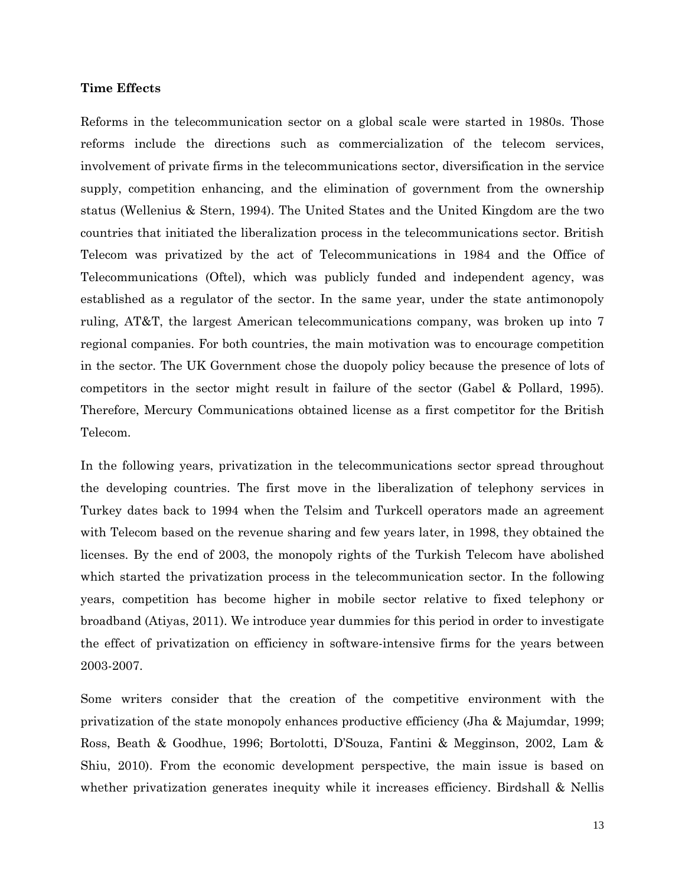**Time Effects**

Reforms in the telecommunication sector on a global scale were started in 1980s. Those reforms include the directions such as commercialization of the telecom services, involvement of private firms in the telecommunications sector, diversification in the service supply, competition enhancing, and the elimination of government from the ownership status (Wellenius & Stern, 1994). The United States and the United Kingdom are the two countries that initiated the liberalization process in the telecommunications sector. British Telecom was privatized by the act of Telecommunications in 1984 and the Office of Telecommunications (Oftel), which was publicly funded and independent agency, was established as a regulator of the sector. In the same year, under the state antimonopoly ruling, AT&T, the largest American telecommunications company, was broken up into 7 regional companies. For both countries, the main motivation was to encourage competition in the sector. The UK Government chose the duopoly policy because the presence of lots of competitors in the sector might result in failure of the sector (Gabel & Pollard, 1995). Therefore, Mercury Communications obtained license as a first competitor for the British Telecom.

In the following years, privatization in the telecommunications sector spread throughout the developing countries. The first move in the liberalization of telephony services in Turkey dates back to 1994 when the Telsim and Turkcell operators made an agreement with Telecom based on the revenue sharing and few years later, in 1998, they obtained the licenses. By the end of 2003, the monopoly rights of the Turkish Telecom have abolished which started the privatization process in the telecommunication sector. In the following years, competition has become higher in mobile sector relative to fixed telephony or broadband (Atiyas, 2011). We introduce year dummies for this period in order to investigate the effect of privatization on efficiency in software-intensive firms for the years between 2003-2007.

Some writers consider that the creation of the competitive environment with the privatization of the state monopoly enhances productive efficiency (Jha & Majumdar, 1999; Ross, Beath & Goodhue, 1996; Bortolotti, D'Souza, Fantini & Megginson, 2002, Lam & Shiu, 2010). From the economic development perspective, the main issue is based on whether privatization generates inequity while it increases efficiency. Birdshall & Nellis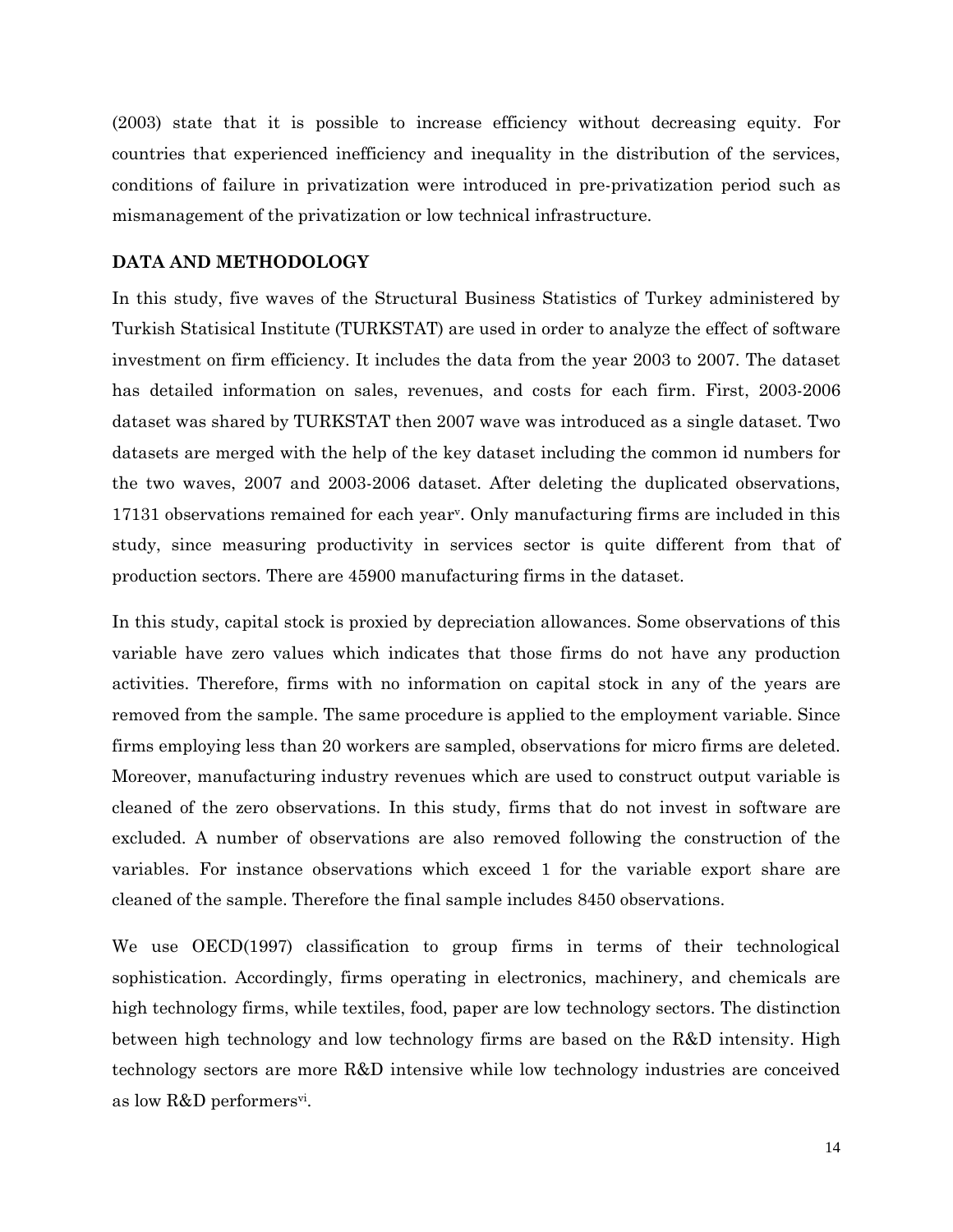(2003) state that it is possible to increase efficiency without decreasing equity. For countries that experienced inefficiency and inequality in the distribution of the services, conditions of failure in privatization were introduced in pre-privatization period such as mismanagement of the privatization or low technical infrastructure.

## DATA AND METHODOLOGY

In this study, five waves of the Structural Business Statistics of Turkey administered by Turkish Statisical Institute (TURKSTAT) are used in order to analyze the effect of software investment on firm efficiency. It includes the data from the year 2003 to 2007. The dataset has detailed information on sales, revenues, and costs for each firm. First, 2003-2006 dataset was shared by TURKSTAT then 2007 wave was introduced as a single dataset. Two datasets are merged with the help of the key dataset including the common id numbers for the two waves, 2007 and 2003-2006 dataset. After deleting the duplicated observations, 17131 observations remained for each year[v]. Only manufacturing firms are included in this study, since measuring productivity in services sector is quite different from that of production sectors. There are 45900 manufacturing firms in the dataset.

In this study, capital stock is proxied by depreciation allowances. Some observations of this variable have zero values which indicates that those firms do not have any production activities. Therefore, firms with no information on capital stock in any of the years are removed from the sample. The same procedure is applied to the employment variable. Since firms employing less than 20 workers are sampled, observations for micro firms are deleted. Moreover, manufacturing industry revenues which are used to construct output variable is cleaned of the zero observations. In this study, firms that do not invest in software are excluded. A number of observations are also removed following the construction of the variables. For instance observations which exceed 1 for the variable export share are cleaned of the sample. Therefore the final sample includes 8450 observations.

We use OECD(1997) classification to group firms in terms of their technological sophistication. Accordingly, firms operating in electronics, machinery, and chemicals are high technology firms, while textiles, food, paper are low technology sectors. The distinction between high technology and low technology firms are based on the R&D intensity. High technology sectors are more R&D intensive while low technology industries are conceived as low R&D performers[vi].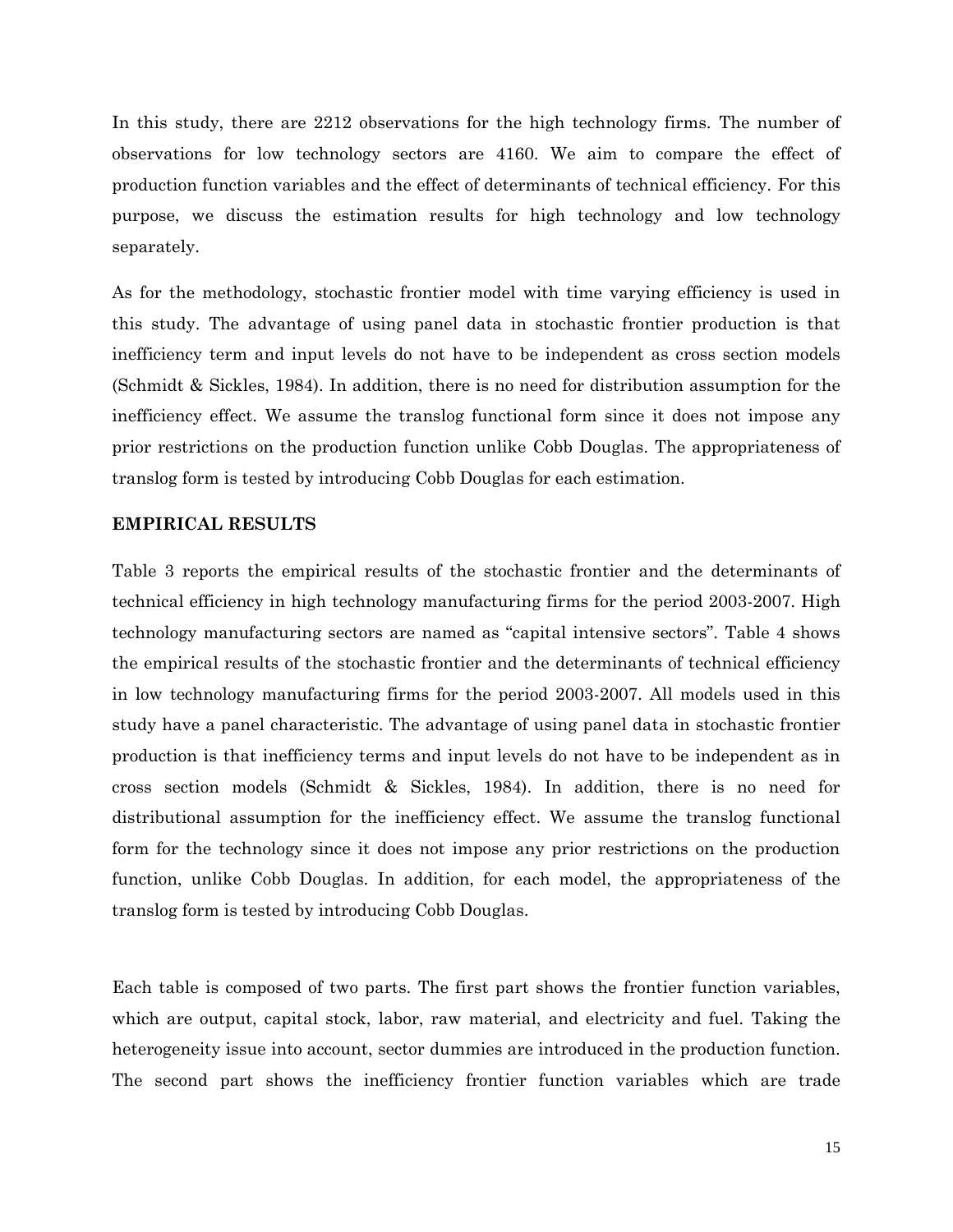In this study, there are 2212 observations for the high technology firms. The number of observations for low technology sectors are 4160. We aim to compare the effect of production function variables and the effect of determinants of technical efficiency. For this purpose, we discuss the estimation results for high technology and low technology separately.

As for the methodology, stochastic frontier model with time varying efficiency is used in this study. The advantage of using panel data in stochastic frontier production is that inefficiency term and input levels do not have to be independent as cross section models (Schmidt & Sickles, 1984). In addition, there is no need for distribution assumption for the inefficiency effect. We assume the translog functional form since it does not impose any prior restrictions on the production function unlike Cobb Douglas. The appropriateness of translog form is tested by introducing Cobb Douglas for each estimation.

## EMPIRICAL RESULTS

Table 3 reports the empirical results of the stochastic frontier and the determinants of technical efficiency in high technology manufacturing firms for the period 2003-2007. High technology manufacturing sectors are named as "capital intensive sectors". Table 4 shows the empirical results of the stochastic frontier and the determinants of technical efficiency in low technology manufacturing firms for the period 2003-2007. All models used in this study have a panel characteristic. The advantage of using panel data in stochastic frontier production is that inefficiency terms and input levels do not have to be independent as in cross section models (Schmidt & Sickles, 1984). In addition, there is no need for distributional assumption for the inefficiency effect. We assume the translog functional form for the technology since it does not impose any prior restrictions on the production function, unlike Cobb Douglas. In addition, for each model, the appropriateness of the translog form is tested by introducing Cobb Douglas.

Each table is composed of two parts. The first part shows the frontier function variables, which are output, capital stock, labor, raw material, and electricity and fuel. Taking the heterogeneity issue into account, sector dummies are introduced in the production function. The second part shows the inefficiency frontier function variables which are trade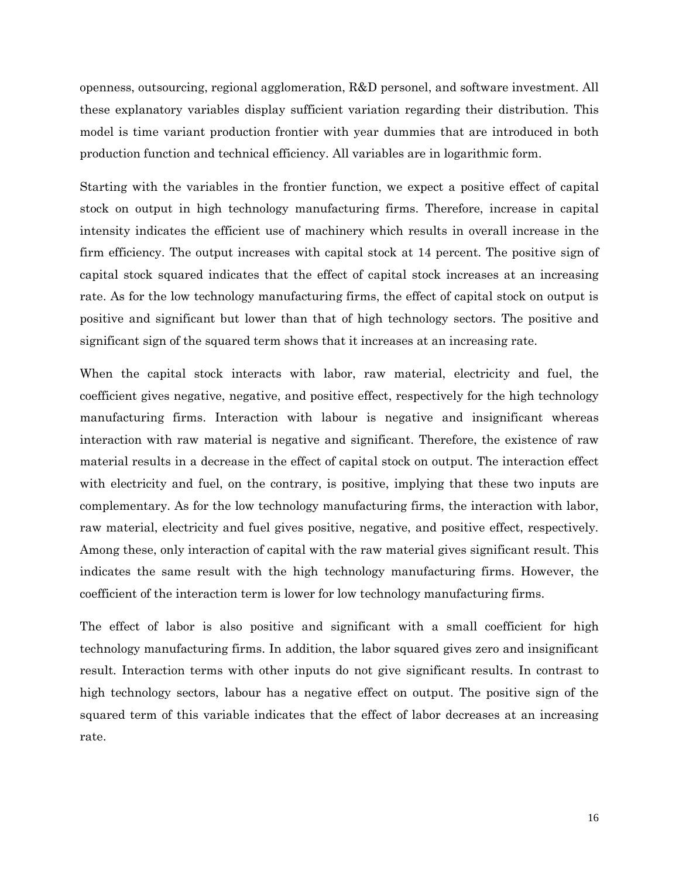openness, outsourcing, regional agglomeration, R&D personel, and software investment. All these explanatory variables display sufficient variation regarding their distribution. This model is time variant production frontier with year dummies that are introduced in both production function and technical efficiency. All variables are in logarithmic form.

Starting with the variables in the frontier function, we expect a positive effect of capital stock on output in high technology manufacturing firms. Therefore, increase in capital intensity indicates the efficient use of machinery which results in overall increase in the firm efficiency. The output increases with capital stock at 14 percent. The positive sign of capital stock squared indicates that the effect of capital stock increases at an increasing rate. As for the low technology manufacturing firms, the effect of capital stock on output is positive and significant but lower than that of high technology sectors. The positive and significant sign of the squared term shows that it increases at an increasing rate.

When the capital stock interacts with labor, raw material, electricity and fuel, the coefficient gives negative, negative, and positive effect, respectively for the high technology manufacturing firms. Interaction with labour is negative and insignificant whereas interaction with raw material is negative and significant. Therefore, the existence of raw material results in a decrease in the effect of capital stock on output. The interaction effect with electricity and fuel, on the contrary, is positive, implying that these two inputs are complementary. As for the low technology manufacturing firms, the interaction with labor, raw material, electricity and fuel gives positive, negative, and positive effect, respectively. Among these, only interaction of capital with the raw material gives significant result. This indicates the same result with the high technology manufacturing firms. However, the coefficient of the interaction term is lower for low technology manufacturing firms.

The effect of labor is also positive and significant with a small coefficient for high technology manufacturing firms. In addition, the labor squared gives zero and insignificant result. Interaction terms with other inputs do not give significant results. In contrast to high technology sectors, labour has a negative effect on output. The positive sign of the squared term of this variable indicates that the effect of labor decreases at an increasing rate.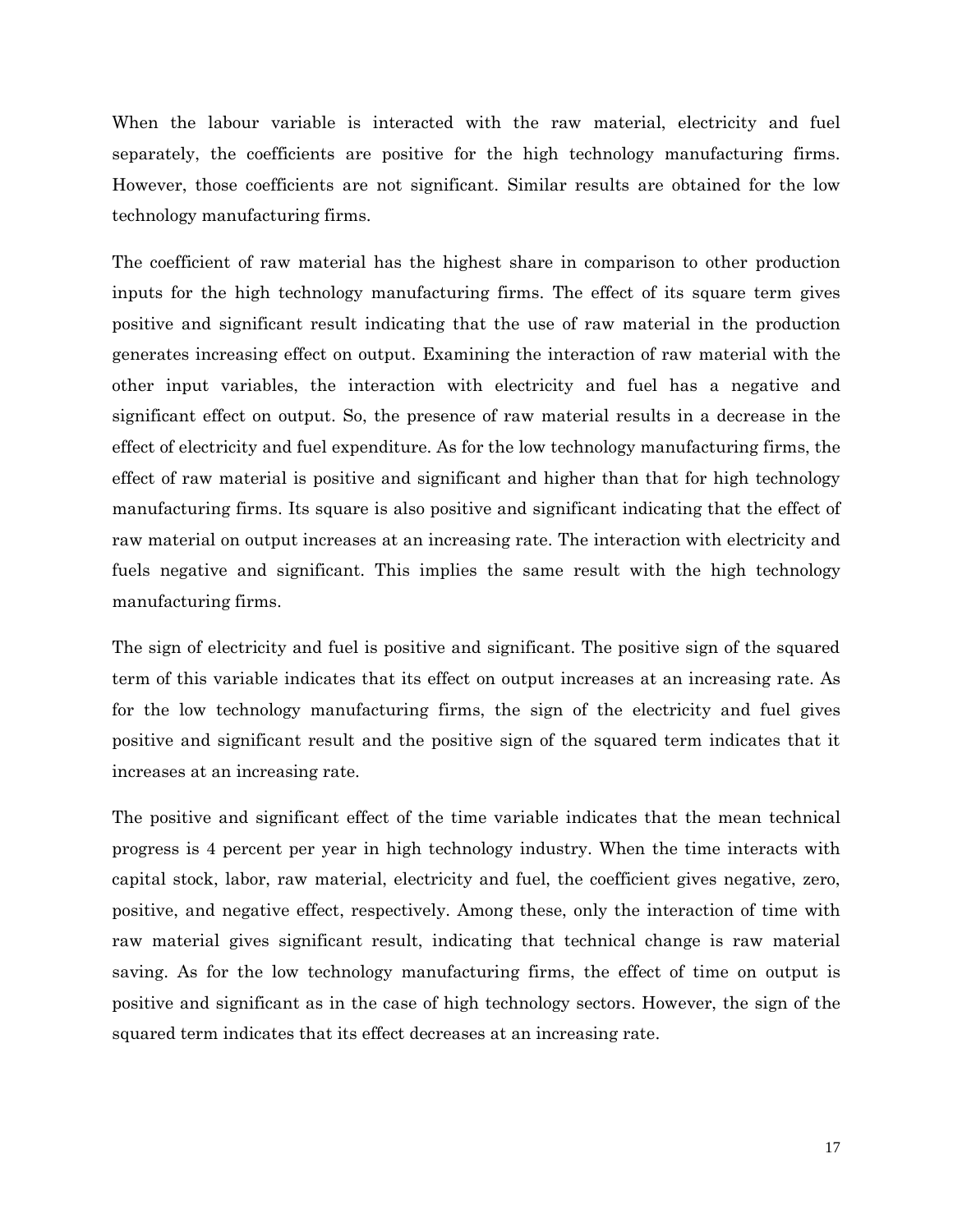When the labour variable is interacted with the raw material, electricity and fuel separately, the coefficients are positive for the high technology manufacturing firms. However, those coefficients are not significant. Similar results are obtained for the low technology manufacturing firms.

The coefficient of raw material has the highest share in comparison to other production inputs for the high technology manufacturing firms. The effect of its square term gives positive and significant result indicating that the use of raw material in the production generates increasing effect on output. Examining the interaction of raw material with the other input variables, the interaction with electricity and fuel has a negative and significant effect on output. So, the presence of raw material results in a decrease in the effect of electricity and fuel expenditure. As for the low technology manufacturing firms, the effect of raw material is positive and significant and higher than that for high technology manufacturing firms. Its square is also positive and significant indicating that the effect of raw material on output increases at an increasing rate. The interaction with electricity and fuels negative and significant. This implies the same result with the high technology manufacturing firms.

The sign of electricity and fuel is positive and significant. The positive sign of the squared term of this variable indicates that its effect on output increases at an increasing rate. As for the low technology manufacturing firms, the sign of the electricity and fuel gives positive and significant result and the positive sign of the squared term indicates that it increases at an increasing rate.

The positive and significant effect of the time variable indicates that the mean technical progress is 4 percent per year in high technology industry. When the time interacts with capital stock, labor, raw material, electricity and fuel, the coefficient gives negative, zero, positive, and negative effect, respectively. Among these, only the interaction of time with raw material gives significant result, indicating that technical change is raw material saving. As for the low technology manufacturing firms, the effect of time on output is positive and significant as in the case of high technology sectors. However, the sign of the squared term indicates that its effect decreases at an increasing rate.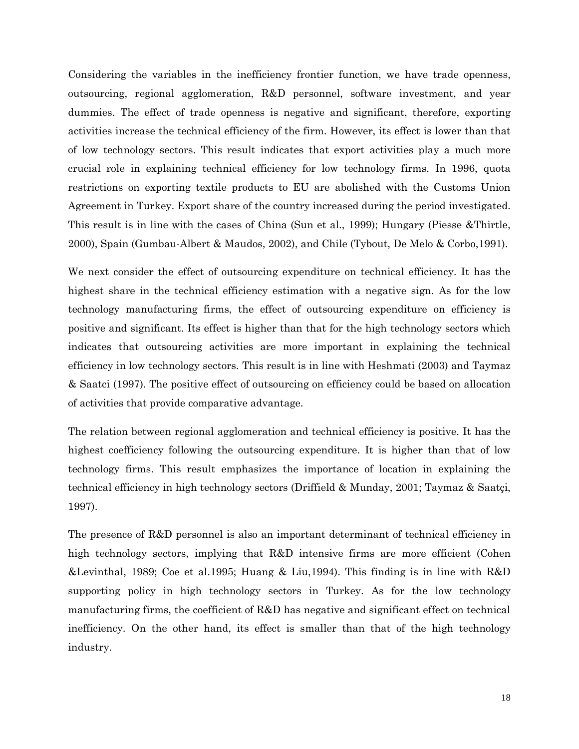Considering the variables in the inefficiency frontier function, we have trade openness, outsourcing, regional agglomeration, R&D personnel, software investment, and year dummies. The effect of trade openness is negative and significant, therefore, exporting activities increase the technical efficiency of the firm. However, its effect is lower than that of low technology sectors. This result indicates that export activities play a much more crucial role in explaining technical efficiency for low technology firms. In 1996, quota restrictions on exporting textile products to EU are abolished with the Customs Union Agreement in Turkey. Export share of the country increased during the period investigated. This result is in line with the cases of China (Sun et al., 1999); Hungary (Piesse &Thirtle, 2000), Spain (Gumbau-Albert & Maudos, 2002), and Chile (Tybout, De Melo & Corbo,1991).

We next consider the effect of outsourcing expenditure on technical efficiency. It has the highest share in the technical efficiency estimation with a negative sign. As for the low technology manufacturing firms, the effect of outsourcing expenditure on efficiency is positive and significant. Its effect is higher than that for the high technology sectors which indicates that outsourcing activities are more important in explaining the technical efficiency in low technology sectors. This result is in line with Heshmati (2003) and Taymaz & Saatci (1997). The positive effect of outsourcing on efficiency could be based on allocation of activities that provide comparative advantage.

The relation between regional agglomeration and technical efficiency is positive. It has the highest coefficiency following the outsourcing expenditure. It is higher than that of low technology firms. This result emphasizes the importance of location in explaining the technical efficiency in high technology sectors (Driffield & Munday, 2001; Taymaz & Saatçi, 1997).

The presence of R&D personnel is also an important determinant of technical efficiency in high technology sectors, implying that R&D intensive firms are more efficient (Cohen &Levinthal, 1989; Coe et al.1995; Huang & Liu,1994). This finding is in line with R&D supporting policy in high technology sectors in Turkey. As for the low technology manufacturing firms, the coefficient of R&D has negative and significant effect on technical inefficiency. On the other hand, its effect is smaller than that of the high technology industry.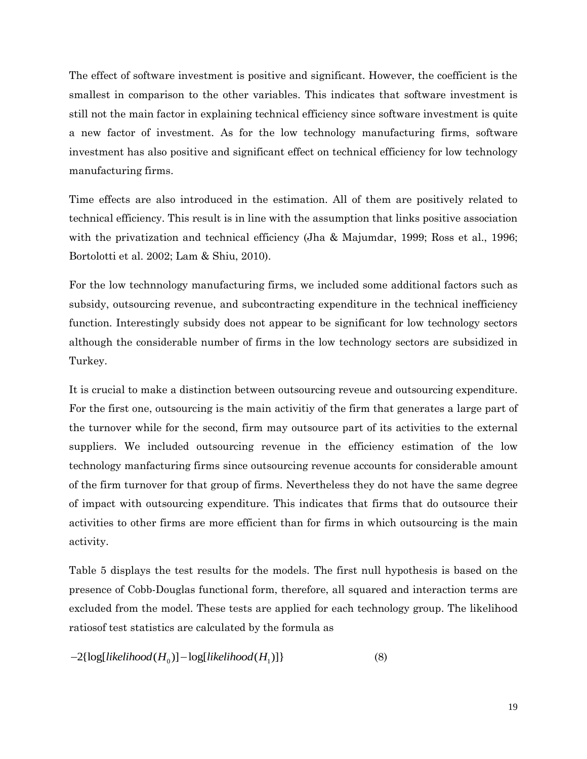The effect of software investment is positive and significant. However, the coefficient is the smallest in comparison to the other variables. This indicates that software investment is still not the main factor in explaining technical efficiency since software investment is quite a new factor of investment. As for the low technology manufacturing firms, software investment has also positive and significant effect on technical efficiency for low technology manufacturing firms.

Time effects are also introduced in the estimation. All of them are positively related to technical efficiency. This result is in line with the assumption that links positive association with the privatization and technical efficiency (Jha & Majumdar, 1999; Ross et al., 1996; Bortolotti et al. 2002; Lam & Shiu, 2010).

For the low technnology manufacturing firms, we included some additional factors such as subsidy, outsourcing revenue, and subcontracting expenditure in the technical inefficiency function. Interestingly subsidy does not appear to be significant for low technology sectors although the considerable number of firms in the low technology sectors are subsidized in Turkey.

It is crucial to make a distinction between outsourcing reveue and outsourcing expenditure. For the first one, outsourcing is the main activitiy of the firm that generates a large part of the turnover while for the second, firm may outsource part of its activities to the external suppliers. We included outsourcing revenue in the efficiency estimation of the low technology manfacturing firms since outsourcing revenue accounts for considerable amount of the firm turnover for that group of firms. Nevertheless they do not have the same degree of impact with outsourcing expenditure. This indicates that firms that do outsource their activities to other firms are more efficient than for firms in which outsourcing is the main activity.

Table 5 displays the test results for the models. The first null hypothesis is based on the presence of Cobb-Douglas functional form, therefore, all squared and interaction terms are excluded from the model. These tests are applied for each technology group. The likelihood ratiosof test statistics are calculated by the formula as

$$-2\{\log[likelihood(H_0)] - \log[likelihood(H_1)]\} \qquad (8)$$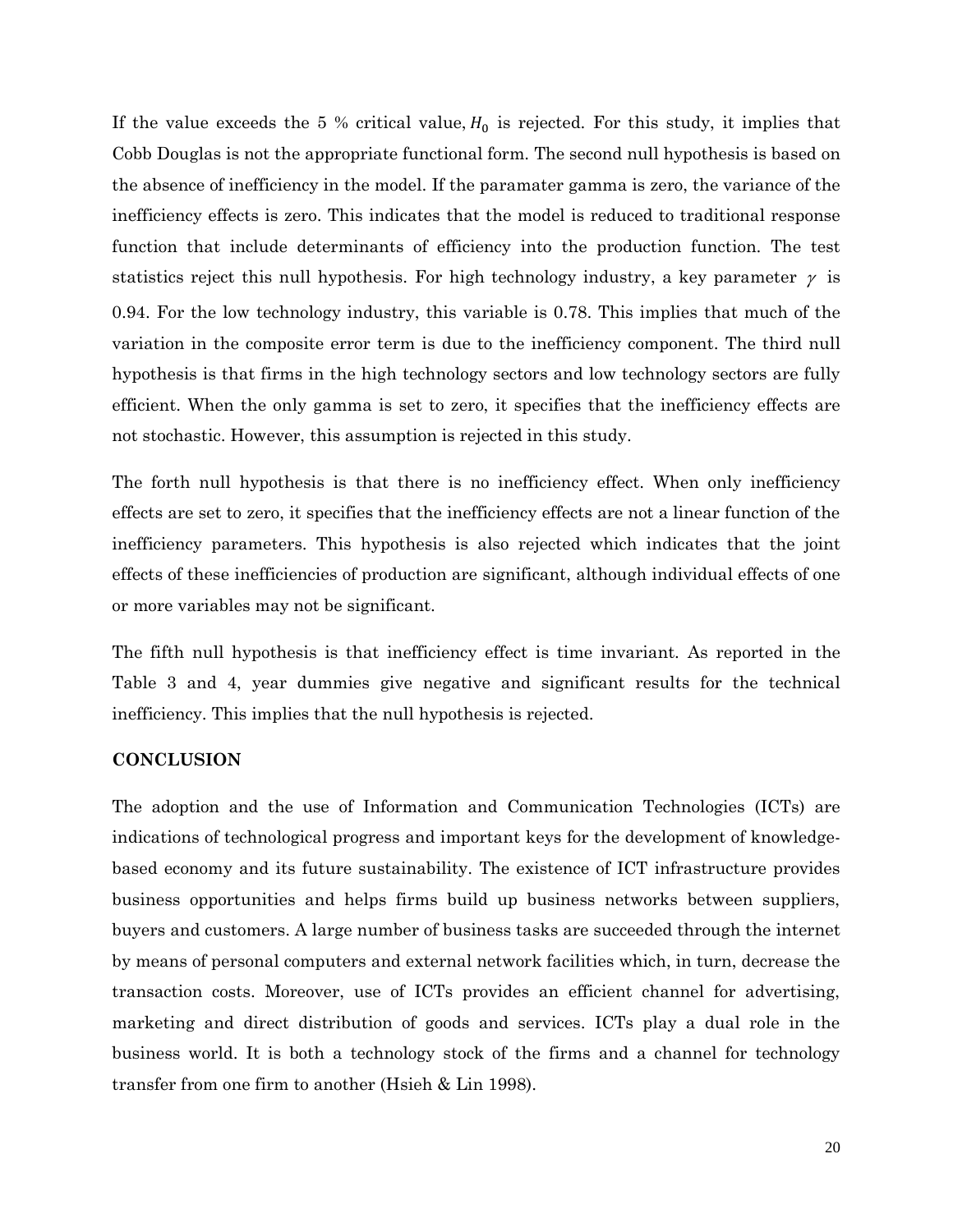If the value exceeds the 5 % critical value, $H_0$ is rejected. For this study, it implies that Cobb Douglas is not the appropriate functional form. The second null hypothesis is based on the absence of inefficiency in the model. If the paramater gamma is zero, the variance of the inefficiency effects is zero. This indicates that the model is reduced to traditional response function that include determinants of efficiency into the production function. The test statistics reject this null hypothesis. For high technology industry, a key parameter $\gamma$ is 0.94. For the low technology industry, this variable is 0.78. This implies that much of the variation in the composite error term is due to the inefficiency component. The third null hypothesis is that firms in the high technology sectors and low technology sectors are fully efficient. When the only gamma is set to zero, it specifies that the inefficiency effects are not stochastic. However, this assumption is rejected in this study.

The forth null hypothesis is that there is no inefficiency effect. When only inefficiency effects are set to zero, it specifies that the inefficiency effects are not a linear function of the inefficiency parameters. This hypothesis is also rejected which indicates that the joint effects of these inefficiencies of production are significant, although individual effects of one or more variables may not be significant.

The fifth null hypothesis is that inefficiency effect is time invariant. As reported in the Table 3 and 4, year dummies give negative and significant results for the technical inefficiency. This implies that the null hypothesis is rejected.

## CONCLUSION

The adoption and the use of Information and Communication Technologies (ICTs) are indications of technological progress and important keys for the development of knowledge-based economy and its future sustainability. The existence of ICT infrastructure provides business opportunities and helps firms build up business networks between suppliers, buyers and customers. A large number of business tasks are succeeded through the internet by means of personal computers and external network facilities which, in turn, decrease the transaction costs. Moreover, use of ICTs provides an efficient channel for advertising, marketing and direct distribution of goods and services. ICTs play a dual role in the business world. It is both a technology stock of the firms and a channel for technology transfer from one firm to another (Hsieh & Lin 1998).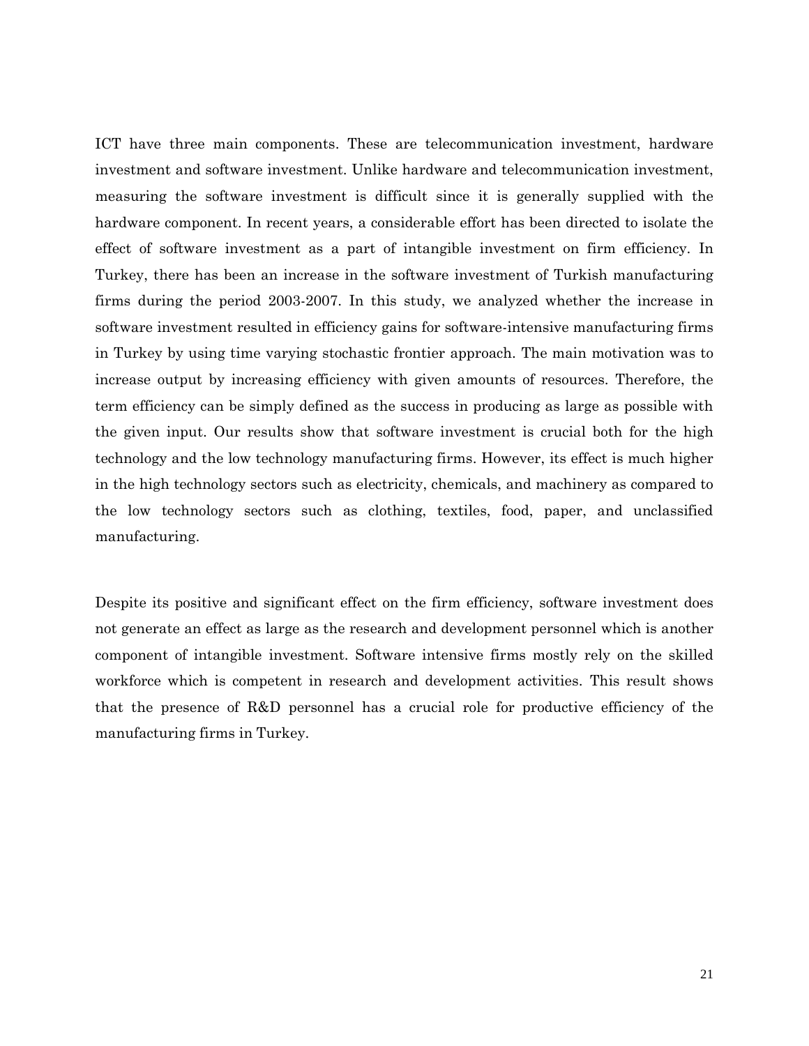ICT have three main components. These are telecommunication investment, hardware investment and software investment. Unlike hardware and telecommunication investment, measuring the software investment is difficult since it is generally supplied with the hardware component. In recent years, a considerable effort has been directed to isolate the effect of software investment as a part of intangible investment on firm efficiency. In Turkey, there has been an increase in the software investment of Turkish manufacturing firms during the period 2003-2007. In this study, we analyzed whether the increase in software investment resulted in efficiency gains for software-intensive manufacturing firms in Turkey by using time varying stochastic frontier approach. The main motivation was to increase output by increasing efficiency with given amounts of resources. Therefore, the term efficiency can be simply defined as the success in producing as large as possible with the given input. Our results show that software investment is crucial both for the high technology and the low technology manufacturing firms. However, its effect is much higher in the high technology sectors such as electricity, chemicals, and machinery as compared to the low technology sectors such as clothing, textiles, food, paper, and unclassified manufacturing.

Despite its positive and significant effect on the firm efficiency, software investment does not generate an effect as large as the research and development personnel which is another component of intangible investment. Software intensive firms mostly rely on the skilled workforce which is competent in research and development activities. This result shows that the presence of R&D personnel has a crucial role for productive efficiency of the manufacturing firms in Turkey.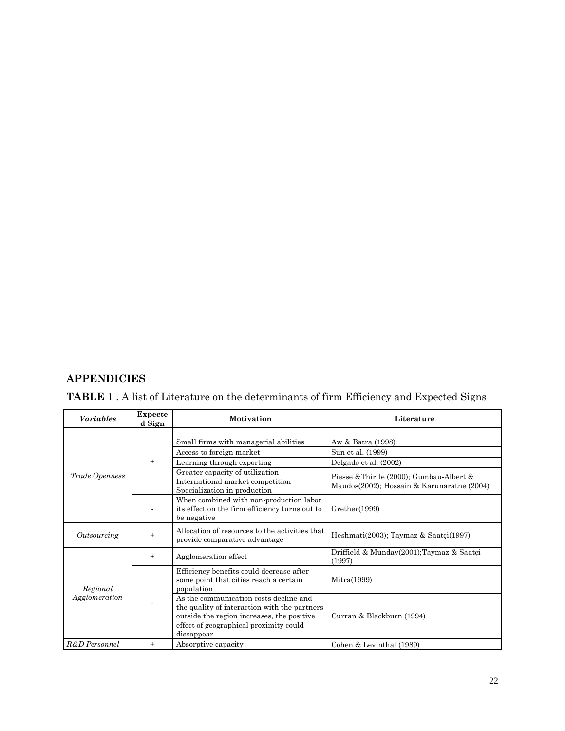## APPENDICIES

**TABLE 1** . A list of Literature on the determinants of firm Efficiency and Expected Signs

| *Variables* | Expected Sign | Motivation | Literature |
|---|---|---|---|
| *Trade Openness* | + | Small firms with managerial abilities | Aw & Batra (1998) |
| | | Access to foreign market | Sun et al. (1999) |
| | | Learning through exporting | Delgado et al. (2002) |
| | | Greater capacity of utilization International market competition Specialization in production | Piesse &Thirtle (2000); Gumbau-Albert & Maudos(2002); Hossain & Karunaratne (2004) |
| | - | When combined with non-production labor its effect on the firm efficiency turns out to be negative | Grether(1999) |
| *Outsourcing* | + | Allocation of resources to the activities that provide comparative advantage | Heshmati(2003); Taymaz & Saatçi(1997) |
| *Regional Agglomeration* | + | Agglomeration effect | Driffield & Munday(2001);Taymaz & Saatçi (1997) |
| | - | Efficiency benefits could decrease after some point that cities reach a certain population | Mitra(1999) |
| | | As the communication costs decline and the quality of interaction with the partners outside the region increases, the positive effect of geographical proximity could dissappear | Curran & Blackburn (1994) |
| *R&D Personnel* | + | Absorptive capacity | Cohen & Levinthal (1989) |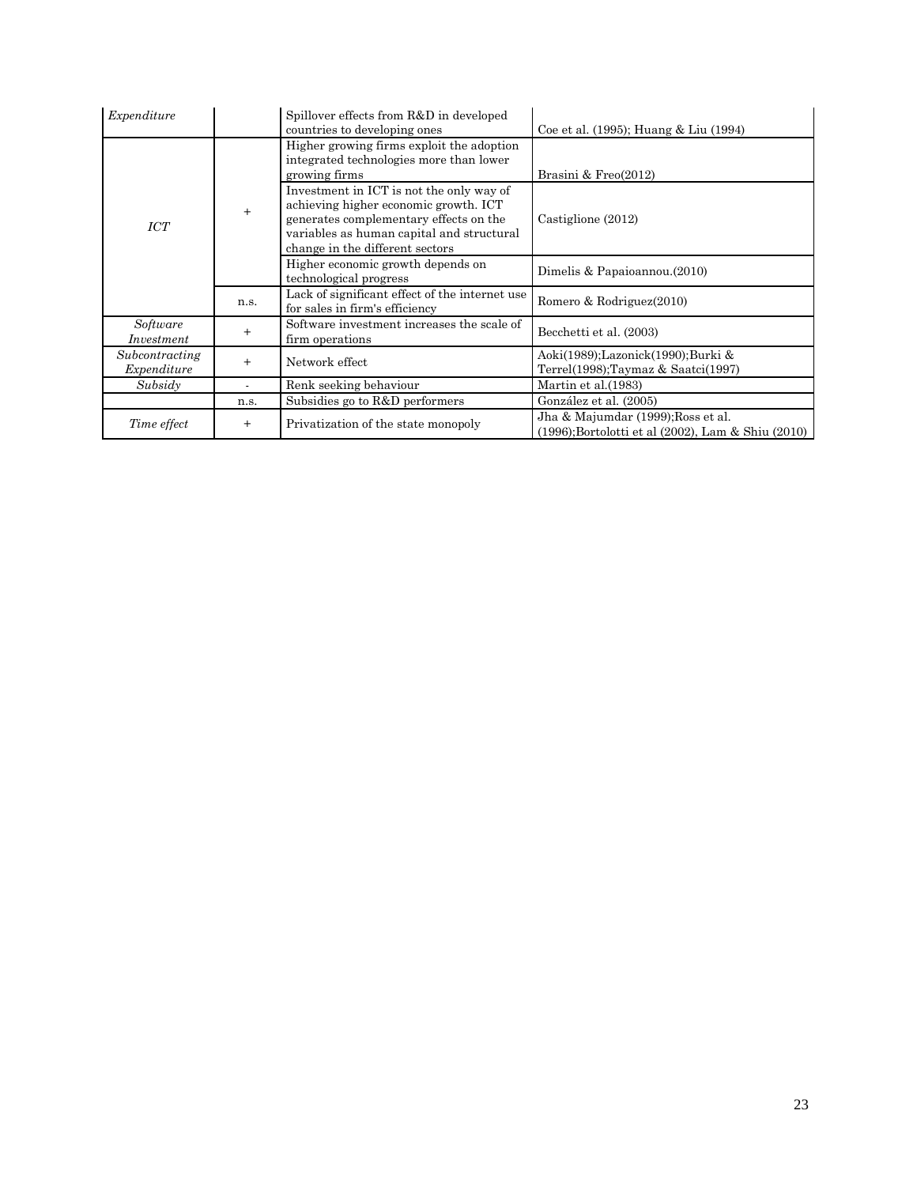| | | | |
|---|---|---|---|
| *Expenditure* | | Spillover effects from R&D in developed countries to developing ones | Coe et al. (1995); Huang & Liu (1994) |
| *ICT* | + | Higher growing firms exploit the adoption integrated technologies more than lower growing firms | Brasini & Freo(2012) |
| | | Investment in ICT is not the only way of achieving higher economic growth. ICT generates complementary effects on the variables as human capital and structural change in the different sectors | Castiglione (2012) |
| | | Higher economic growth depends on technological progress | Dimelis & Papaioannou.(2010) |
| | n.s. | Lack of significant effect of the internet use for sales in firm's efficiency | Romero & Rodriguez(2010) |
| *Software Investment* | + | Software investment increases the scale of firm operations | Becchetti et al. (2003) |
| *Subcontracting Expenditure* | + | Network effect | Aoki(1989);Lazonick(1990);Burki & Terrel(1998);Taymaz & Saatci(1997) |
| *Subsidy* | - | Renk seeking behaviour | Martin et al.(1983) |
| | n.s. | Subsidies go to R&D performers | González et al. (2005) |
| *Time effect* | + | Privatization of the state monopoly | Jha & Majumdar (1999);Ross et al. (1996);Bortolotti et al (2002), Lam & Shiu (2010) |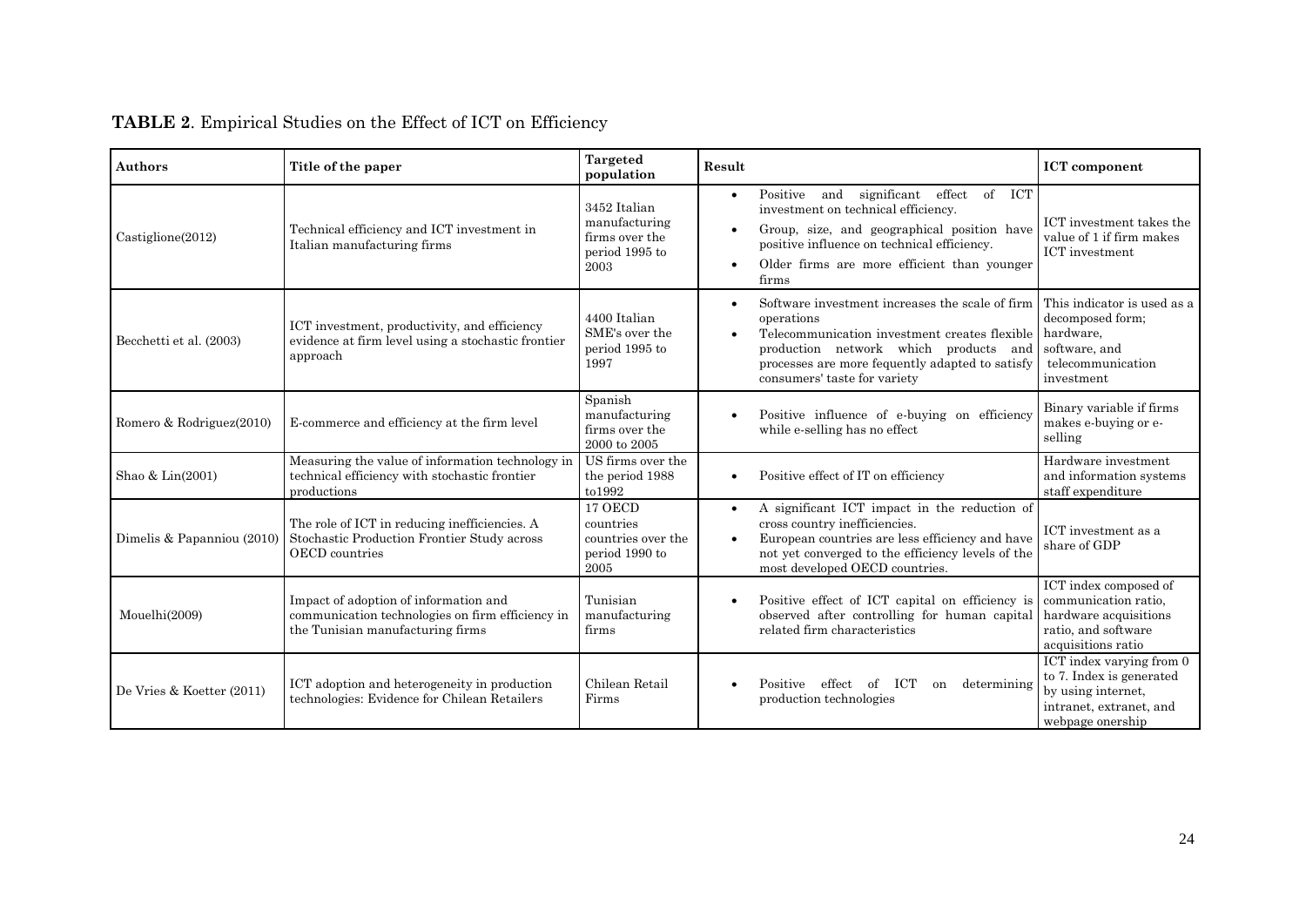**TABLE 2**. Empirical Studies on the Effect of ICT on Efficiency

| Authors | Title of the paper | Targeted population | Result | ICT component |
|---|---|---|---|---|
| Castiglione(2012) | Technical efficiency and ICT investment in Italian manufacturing firms | 3452 Italian manufacturing firms over the period 1995 to 2003 | • Positive and significant effect of ICT investment on technical efficiency.<br>• Group, size, and geographical position have positive influence on technical efficiency.<br>• Older firms are more efficient than younger firms | ICT investment takes the value of 1 if firm makes ICT investment |
| Becchetti et al. (2003) | ICT investment, productivity, and efficiency evidence at firm level using a stochastic frontier approach | 4400 Italian SME's over the period 1995 to 1997 | • Software investment increases the scale of firm operations<br>• Telecommunication investment creates flexible production network which products and processes are more fequently adapted to satisfy consumers' taste for variety | This indicator is used as a decomposed form; hardware, software, and telecommunication investment |
| Romero & Rodriguez(2010) | E-commerce and efficiency at the firm level | Spanish manufacturing firms over the 2000 to 2005 | • Positive influence of e-buying on efficiency while e-selling has no effect | Binary variable if firms makes e-buying or e-selling |
| Shao & Lin(2001) | Measuring the value of information technology in technical efficiency with stochastic frontier productions | US firms over the the period 1988 to1992 | • Positive effect of IT on efficiency | Hardware investment and information systems staff expenditure |
| Dimelis & Papanniou (2010) | The role of ICT in reducing inefficiencies. A Stochastic Production Frontier Study across OECD countries | 17 OECD countries countries over the period 1990 to 2005 | • A significant ICT impact in the reduction of cross country inefficiencies.<br>• European countries are less efficiency and have not yet converged to the efficiency levels of the most developed OECD countries. | ICT investment as a share of GDP |
| Mouelhi(2009) | Impact of adoption of information and communication technologies on firm efficiency in the Tunisian manufacturing firms | Tunisian manufacturing firms | • Positive effect of ICT capital on efficiency is observed after controlling for human capital related firm characteristics | ICT index composed of communication ratio, hardware acquisitions ratio, and software acquisitions ratio |
| De Vries & Koetter (2011) | ICT adoption and heterogeneity in production technologies: Evidence for Chilean Retailers | Chilean Retail Firms | • Positive effect of ICT on determining production technologies | ICT index varying from 0 to 7. Index is generated by using internet, intranet, extranet, and webpage onership |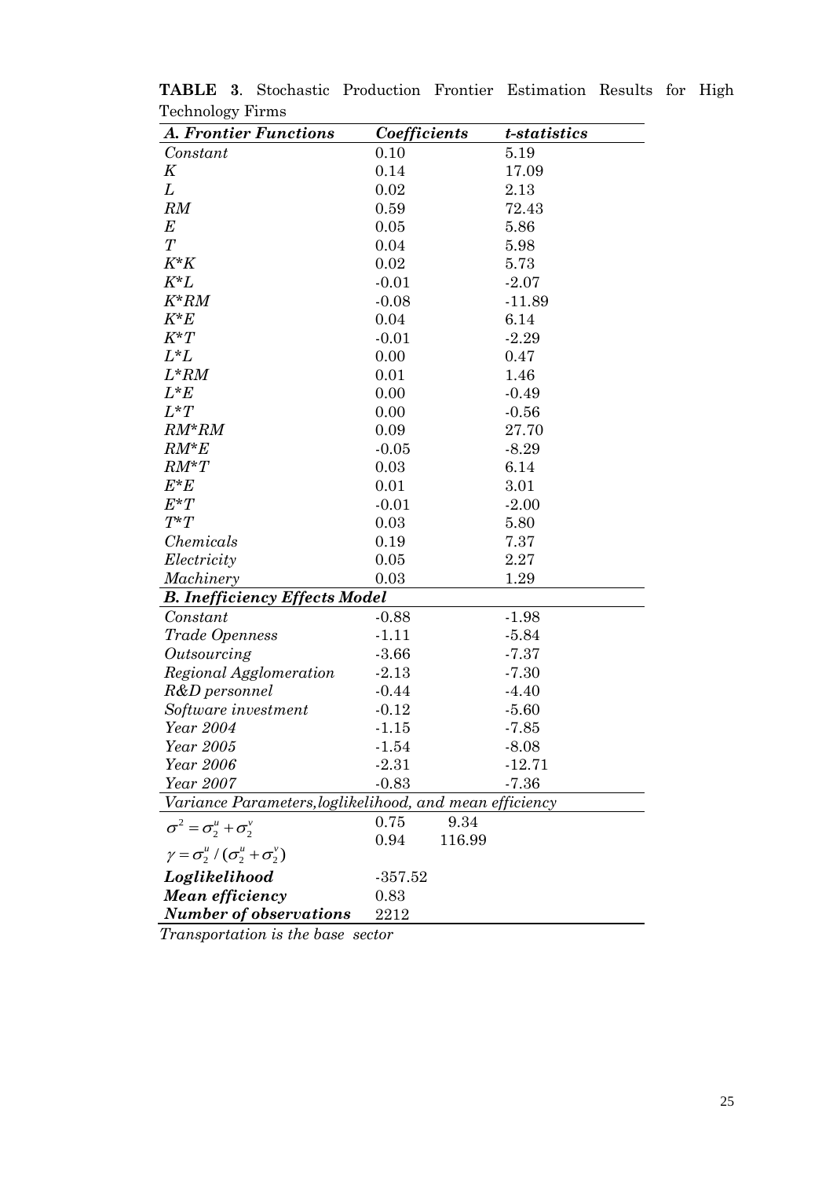**TABLE 3**. Stochastic Production Frontier Estimation Results for High Technology Firms

| *A. Frontier Functions* | *Coefficients* | *t-statistics* |
|---|---|---|
| *Constant* | 0.10 | 5.19 |
| *K* | 0.14 | 17.09 |
| *L* | 0.02 | 2.13 |
| *RM* | 0.59 | 72.43 |
| *E* | 0.05 | 5.86 |
| *T* | 0.04 | 5.98 |
| *K*K* | 0.02 | 5.73 |
| *K*L* | -0.01 | -2.07 |
| *K*RM* | -0.08 | -11.89 |
| *K*E* | 0.04 | 6.14 |
| *K*T* | -0.01 | -2.29 |
| *L*L* | 0.00 | 0.47 |
| *L*RM* | 0.01 | 1.46 |
| *L*E* | 0.00 | -0.49 |
| *L*T* | 0.00 | -0.56 |
| *RM*RM* | 0.09 | 27.70 |
| *RM*E* | -0.05 | -8.29 |
| *RM*T* | 0.03 | 6.14 |
| *E*E* | 0.01 | 3.01 |
| *E*T* | -0.01 | -2.00 |
| *T*T* | 0.03 | 5.80 |
| *Chemicals* | 0.19 | 7.37 |
| *Electricity* | 0.05 | 2.27 |
| *Machinery* | 0.03 | 1.29 |
| ***B. Inefficiency Effects Model*** | | |
| *Constant* | -0.88 | -1.98 |
| *Trade Openness* | -1.11 | -5.84 |
| *Outsourcing* | -3.66 | -7.37 |
| *Regional Agglomeration* | -2.13 | -7.30 |
| *R&D personnel* | -0.44 | -4.40 |
| *Software investment* | -0.12 | -5.60 |
| *Year 2004* | -1.15 | -7.85 |
| *Year 2005* | -1.54 | -8.08 |
| *Year 2006* | -2.31 | -12.71 |
| *Year 2007* | -0.83 | -7.36 |
| *Variance Parameters, loglikelihood, and mean efficiency* | | |
| $\sigma^2 = \sigma_2^u + \sigma_2^v$ | 0.75 | 9.34 |
| $\gamma = \sigma_2^u / (\sigma_2^u + \sigma_2^v)$ | 0.94 | 116.99 |
| ***Loglikelihood*** | -357.52 | |
| ***Mean efficiency*** | 0.83 | |
| ***Number of observations*** | 2212 | |

*Transportation is the base sector*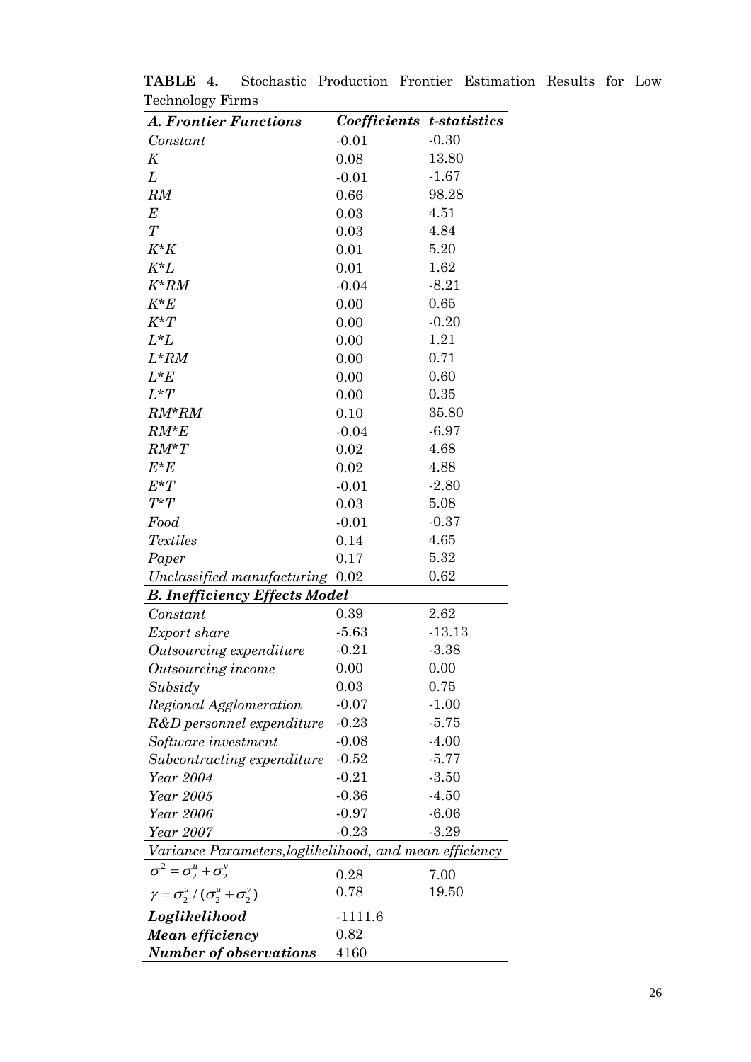**TABLE 4.** Stochastic Production Frontier Estimation Results for Low Technology Firms

| ***A. Frontier Functions*** | ***Coefficients*** | ***t-statistics*** |
|---|---|---|
| *Constant* | -0.01 | -0.30 |
| *K* | 0.08 | 13.80 |
| *L* | -0.01 | -1.67 |
| *RM* | 0.66 | 98.28 |
| *E* | 0.03 | 4.51 |
| *T* | 0.03 | 4.84 |
| *K*K* | 0.01 | 5.20 |
| *K*L* | 0.01 | 1.62 |
| *K*RM* | -0.04 | -8.21 |
| *K*E* | 0.00 | 0.65 |
| *K*T* | 0.00 | -0.20 |
| *L*L* | 0.00 | 1.21 |
| *L*RM* | 0.00 | 0.71 |
| *L*E* | 0.00 | 0.60 |
| *L*T* | 0.00 | 0.35 |
| *RM*RM* | 0.10 | 35.80 |
| *RM*E* | -0.04 | -6.97 |
| *RM*T* | 0.02 | 4.68 |
| *E*E* | 0.02 | 4.88 |
| *E*T* | -0.01 | -2.80 |
| *T*T* | 0.03 | 5.08 |
| *Food* | -0.01 | -0.37 |
| *Textiles* | 0.14 | 4.65 |
| *Paper* | 0.17 | 5.32 |
| *Unclassified manufacturing* | 0.02 | 0.62 |
| ***B. Inefficiency Effects Model*** | | |
| *Constant* | 0.39 | 2.62 |
| *Export share* | -5.63 | -13.13 |
| *Outsourcing expenditure* | -0.21 | -3.38 |
| *Outsourcing income* | 0.00 | 0.00 |
| *Subsidy* | 0.03 | 0.75 |
| *Regional Agglomeration* | -0.07 | -1.00 |
| *R&D personnel expenditure* | -0.23 | -5.75 |
| *Software investment* | -0.08 | -4.00 |
| *Subcontracting expenditure* | -0.52 | -5.77 |
| *Year 2004* | -0.21 | -3.50 |
| *Year 2005* | -0.36 | -4.50 |
| *Year 2006* | -0.97 | -6.06 |
| *Year 2007* | -0.23 | -3.29 |
| *Variance Parameters, loglikelihood, and mean efficiency* | | |
| $\sigma^2 = \sigma_2^u + \sigma_2^v$ | 0.28 | 7.00 |
| $\gamma = \sigma_2^u / (\sigma_2^u + \sigma_2^v)$ | 0.78 | 19.50 |
| ***Loglikelihood*** | -1111.6 | |
| ***Mean efficiency*** | 0.82 | |
| ***Number of observations*** | 4160 | |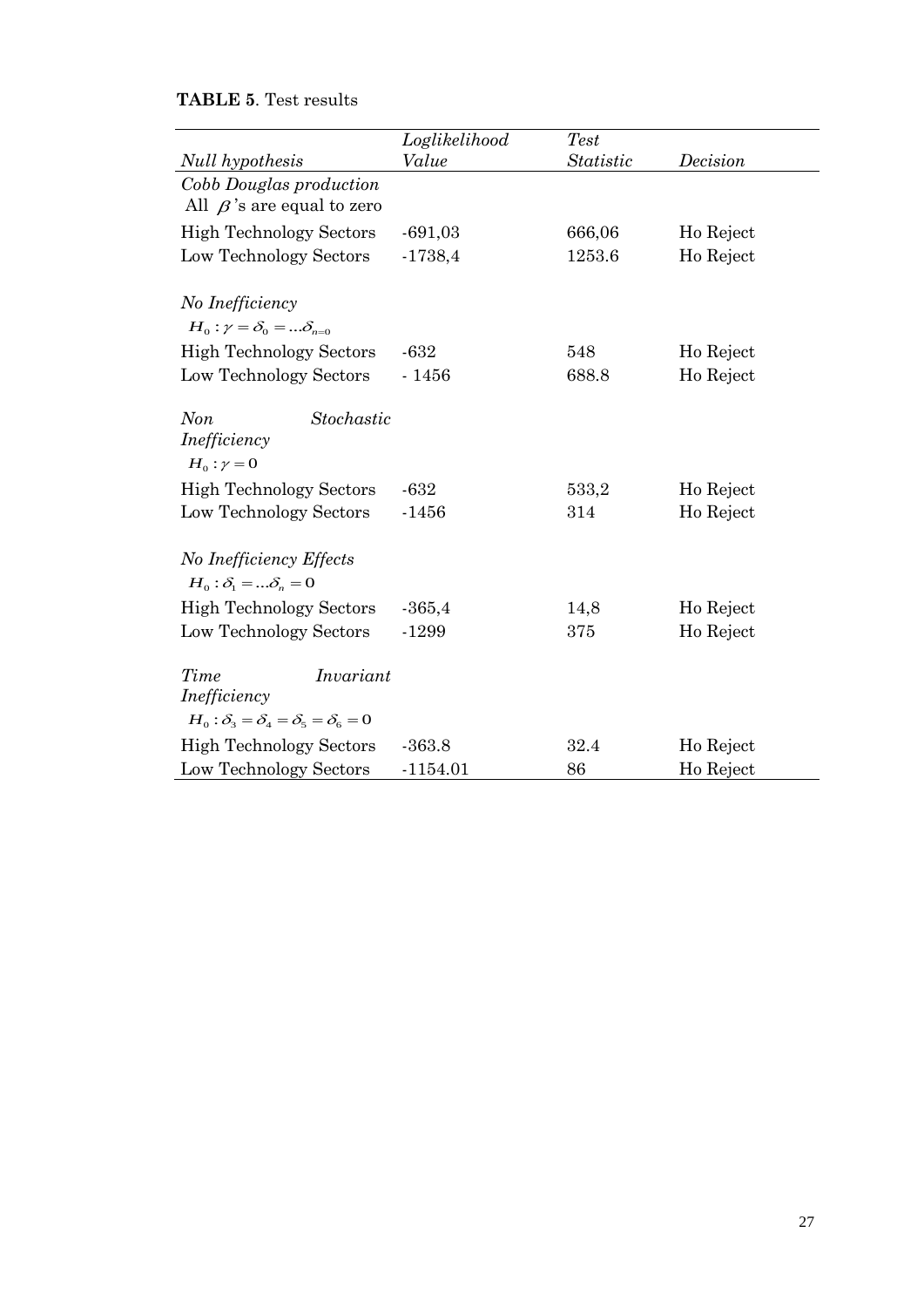**TABLE 5**. Test results

| *Null hypothesis* | *Loglikelihood Value* | *Test Statistic* | *Decision* |
|---|---|---|---|
| *Cobb Douglas production* All $\beta$'s are equal to zero | | | |
| High Technology Sectors | -691,03 | 666,06 | Ho Reject |
| Low Technology Sectors | -1738,4 | 1253.6 | Ho Reject |
| *No Inefficiency* $H_0 : \gamma = \delta_0 = ...\delta_{n=0}$ | | | |
| High Technology Sectors | -632 | 548 | Ho Reject |
| Low Technology Sectors | - 1456 | 688.8 | Ho Reject |
| *Non Stochastic Inefficiency* $H_0 : \gamma = 0$ | | | |
| High Technology Sectors | -632 | 533,2 | Ho Reject |
| Low Technology Sectors | -1456 | 314 | Ho Reject |
| *No Inefficiency Effects* $H_0 : \delta_1 = ...\delta_n = 0$ | | | |
| High Technology Sectors | -365,4 | 14,8 | Ho Reject |
| Low Technology Sectors | -1299 | 375 | Ho Reject |
| *Time Invariant Inefficiency* $H_0 : \delta_3 = \delta_4 = \delta_5 = \delta_6 = 0$ | | | |
| High Technology Sectors | -363.8 | 32.4 | Ho Reject |
| Low Technology Sectors | -1154.01 | 86 | Ho Reject |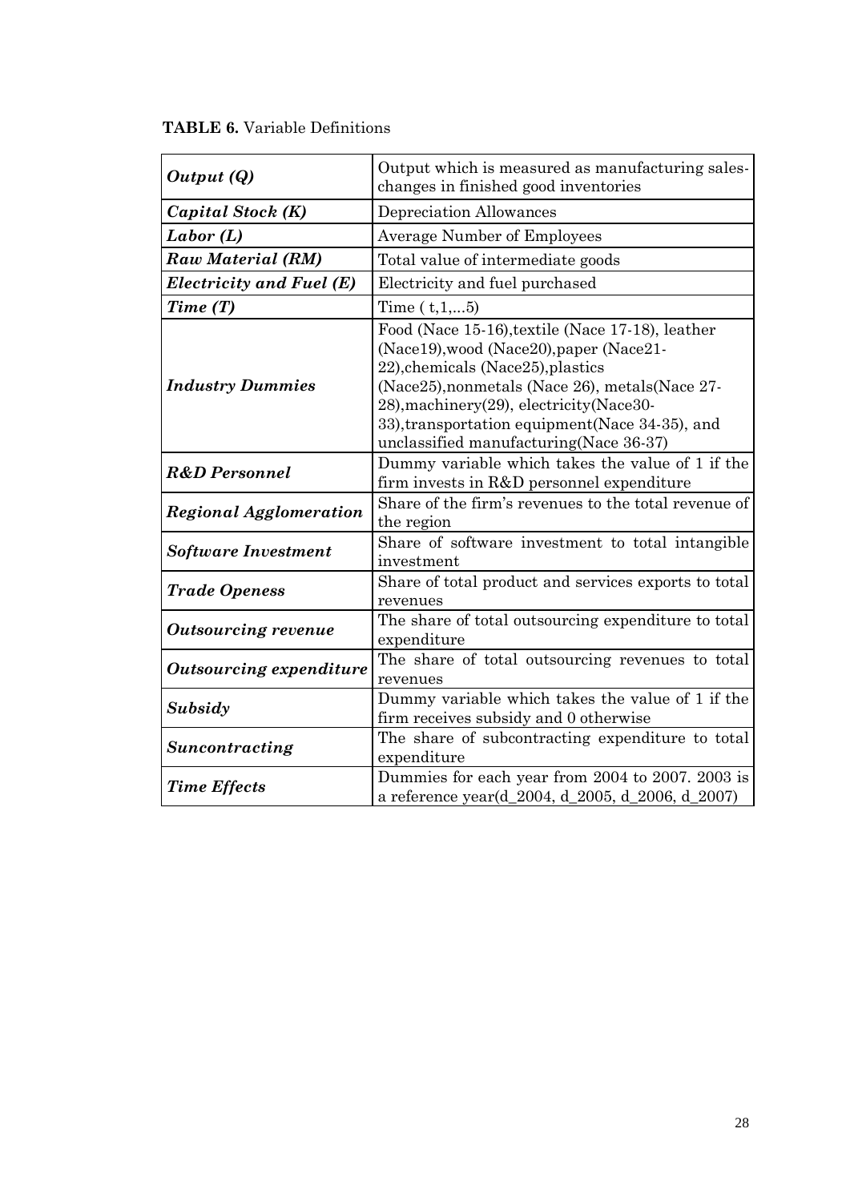**TABLE 6.** Variable Definitions

| | |
|---|---|
| ***Output (Q)*** | Output which is measured as manufacturing sales-changes in finished good inventories |
| ***Capital Stock (K)*** | Depreciation Allowances |
| ***Labor (L)*** | Average Number of Employees |
| ***Raw Material (RM)*** | Total value of intermediate goods |
| ***Electricity and Fuel (E)*** | Electricity and fuel purchased |
| ***Time (T)*** | Time ( t,1,...5) |
| ***Industry Dummies*** | Food (Nace 15-16),textile (Nace 17-18), leather (Nace19),wood (Nace20),paper (Nace21-22),chemicals (Nace25),plastics (Nace25),nonmetals (Nace 26), metals(Nace 27-28),machinery(29), electricity(Nace30-33),transportation equipment(Nace 34-35), and unclassified manufacturing(Nace 36-37) |
| ***R&D Personnel*** | Dummy variable which takes the value of 1 if the firm invests in R&D personnel expenditure |
| ***Regional Agglomeration*** | Share of the firm's revenues to the total revenue of the region |
| ***Software Investment*** | Share of software investment to total intangible investment |
| ***Trade Openess*** | Share of total product and services exports to total revenues |
| ***Outsourcing revenue*** | The share of total outsourcing expenditure to total expenditure |
| ***Outsourcing expenditure*** | The share of total outsourcing revenues to total revenues |
| ***Subsidy*** | Dummy variable which takes the value of 1 if the firm receives subsidy and 0 otherwise |
| ***Suncontracting*** | The share of subcontracting expenditure to total expenditure |
| ***Time Effects*** | Dummies for each year from 2004 to 2007. 2003 is a reference year(d_2004, d_2005, d_2006, d_2007) |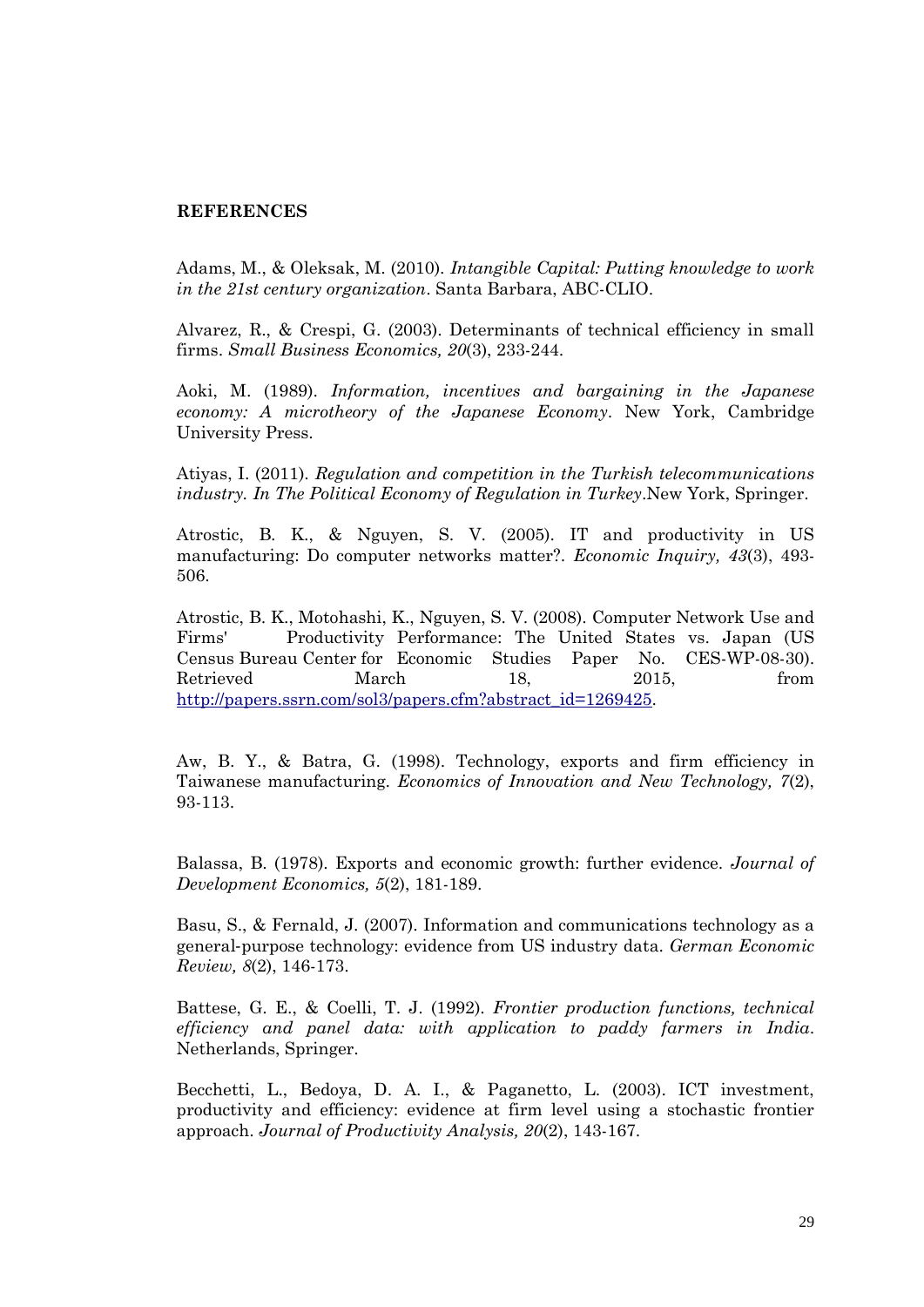## REFERENCES

Adams, M., & Oleksak, M. (2010). *Intangible Capital: Putting knowledge to work in the 21st century organization*. Santa Barbara, ABC-CLIO.

Alvarez, R., & Crespi, G. (2003). Determinants of technical efficiency in small firms. *Small Business Economics, 20*(3), 233-244.

Aoki, M. (1989). *Information, incentives and bargaining in the Japanese economy: A microtheory of the Japanese Economy*. New York, Cambridge University Press.

Atiyas, I. (2011). *Regulation and competition in the Turkish telecommunications industry. In The Political Economy of Regulation in Turkey*.New York, Springer.

Atrostic, B. K., & Nguyen, S. V. (2005). IT and productivity in US manufacturing: Do computer networks matter?. *Economic Inquiry, 43*(3), 493-506.

Atrostic, B. K., Motohashi, K., Nguyen, S. V. (2008). Computer Network Use and Firms' Productivity Performance: The United States vs. Japan (US Census Bureau Center for Economic Studies Paper No. CES-WP-08-30). Retrieved March 18, 2015, from http://papers.ssrn.com/sol3/papers.cfm?abstract_id=1269425.

Aw, B. Y., & Batra, G. (1998). Technology, exports and firm efficiency in Taiwanese manufacturing. *Economics of Innovation and New Technology, 7*(2), 93-113.

Balassa, B. (1978). Exports and economic growth: further evidence. *Journal of Development Economics, 5*(2), 181-189.

Basu, S., & Fernald, J. (2007). Information and communications technology as a general-purpose technology: evidence from US industry data. *German Economic Review, 8*(2), 146-173.

Battese, G. E., & Coelli, T. J. (1992). *Frontier production functions, technical efficiency and panel data: with application to paddy farmers in India*. Netherlands, Springer.

Becchetti, L., Bedoya, D. A. I., & Paganetto, L. (2003). ICT investment, productivity and efficiency: evidence at firm level using a stochastic frontier approach. *Journal of Productivity Analysis, 20*(2), 143-167.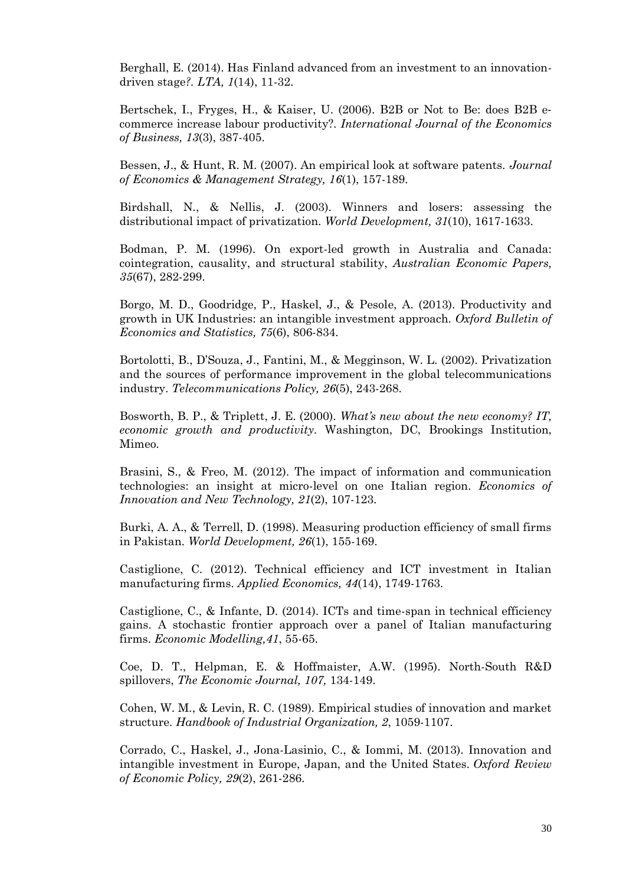Berghall, E. (2014). Has Finland advanced from an investment to an innovation-driven stage?. *LTA, 1*(14), 11-32.

Bertschek, I., Fryges, H., & Kaiser, U. (2006). B2B or Not to Be: does B2B e-commerce increase labour productivity?. *International Journal of the Economics of Business, 13*(3), 387-405.

Bessen, J., & Hunt, R. M. (2007). An empirical look at software patents. *Journal of Economics & Management Strategy, 16*(1), 157-189.

Birdshall, N., & Nellis, J. (2003). Winners and losers: assessing the distributional impact of privatization. *World Development, 31*(10), 1617-1633.

Bodman, P. M. (1996). On export-led growth in Australia and Canada: cointegration, causality, and structural stability, *Australian Economic Papers, 35*(67), 282-299.

Borgo, M. D., Goodridge, P., Haskel, J., & Pesole, A. (2013). Productivity and growth in UK Industries: an intangible investment approach. *Oxford Bulletin of Economics and Statistics, 75*(6), 806-834.

Bortolotti, B., D'Souza, J., Fantini, M., & Megginson, W. L. (2002). Privatization and the sources of performance improvement in the global telecommunications industry. *Telecommunications Policy, 26*(5), 243-268.

Bosworth, B. P., & Triplett, J. E. (2000). *What's new about the new economy? IT, economic growth and productivity*. Washington, DC, Brookings Institution, Mimeo.

Brasini, S., & Freo, M. (2012). The impact of information and communication technologies: an insight at micro-level on one Italian region. *Economics of Innovation and New Technology, 21*(2), 107-123.

Burki, A. A., & Terrell, D. (1998). Measuring production efficiency of small firms in Pakistan. *World Development, 26*(1), 155-169.

Castiglione, C. (2012). Technical efficiency and ICT investment in Italian manufacturing firms. *Applied Economics, 44*(14), 1749-1763.

Castiglione, C., & Infante, D. (2014). ICTs and time-span in technical efficiency gains. A stochastic frontier approach over a panel of Italian manufacturing firms. *Economic Modelling,41*, 55-65.

Coe, D. T., Helpman, E. & Hoffmaister, A.W. (1995). North-South R&D spillovers, *The Economic Journal, 107,* 134-149.

Cohen, W. M., & Levin, R. C. (1989). Empirical studies of innovation and market structure. *Handbook of Industrial Organization, 2*, 1059-1107.

Corrado, C., Haskel, J., Jona-Lasinio, C., & Iommi, M. (2013). Innovation and intangible investment in Europe, Japan, and the United States. *Oxford Review of Economic Policy, 29*(2), 261-286.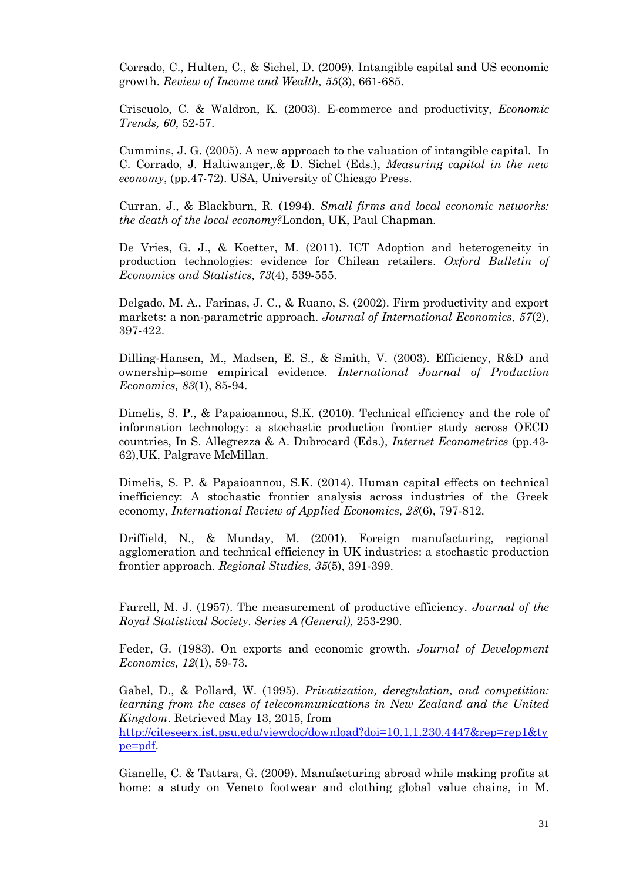Corrado, C., Hulten, C., & Sichel, D. (2009). Intangible capital and US economic growth. *Review of Income and Wealth, 55*(3), 661-685.

Criscuolo, C. & Waldron, K. (2003). E-commerce and productivity, *Economic Trends, 60*, 52-57.

Cummins, J. G. (2005). A new approach to the valuation of intangible capital. In C. Corrado, J. Haltiwanger,.& D. Sichel (Eds.), *Measuring capital in the new economy*, (pp.47-72). USA, University of Chicago Press.

Curran, J., & Blackburn, R. (1994). *Small firms and local economic networks: the death of the local economy?*London, UK, Paul Chapman.

De Vries, G. J., & Koetter, M. (2011). ICT Adoption and heterogeneity in production technologies: evidence for Chilean retailers. *Oxford Bulletin of Economics and Statistics, 73*(4), 539-555.

Delgado, M. A., Farinas, J. C., & Ruano, S. (2002). Firm productivity and export markets: a non-parametric approach. *Journal of International Economics, 57*(2), 397-422.

Dilling-Hansen, M., Madsen, E. S., & Smith, V. (2003). Efficiency, R&D and ownership–some empirical evidence. *International Journal of Production Economics, 83*(1), 85-94.

Dimelis, S. P., & Papaioannou, S.K. (2010). Technical efficiency and the role of information technology: a stochastic production frontier study across OECD countries, In S. Allegrezza & A. Dubrocard (Eds.), *Internet Econometrics* (pp.43-62),UK, Palgrave McMillan.

Dimelis, S. P. & Papaioannou, S.K. (2014). Human capital effects on technical inefficiency: A stochastic frontier analysis across industries of the Greek economy, *International Review of Applied Economics, 28*(6), 797-812.

Driffield, N., & Munday, M. (2001). Foreign manufacturing, regional agglomeration and technical efficiency in UK industries: a stochastic production frontier approach. *Regional Studies, 35*(5), 391-399.

Farrell, M. J. (1957). The measurement of productive efficiency. *Journal of the Royal Statistical Society. Series A (General),* 253-290.

Feder, G. (1983). On exports and economic growth. *Journal of Development Economics, 12*(1), 59-73.

Gabel, D., & Pollard, W. (1995). *Privatization, deregulation, and competition: learning from the cases of telecommunications in New Zealand and the United Kingdom*. Retrieved May 13, 2015, from http://citeseerx.ist.psu.edu/viewdoc/download?doi=10.1.1.230.4447&rep=rep1&type=pdf.

Gianelle, C. & Tattara, G. (2009). Manufacturing abroad while making profits at home: a study on Veneto footwear and clothing global value chains, in M.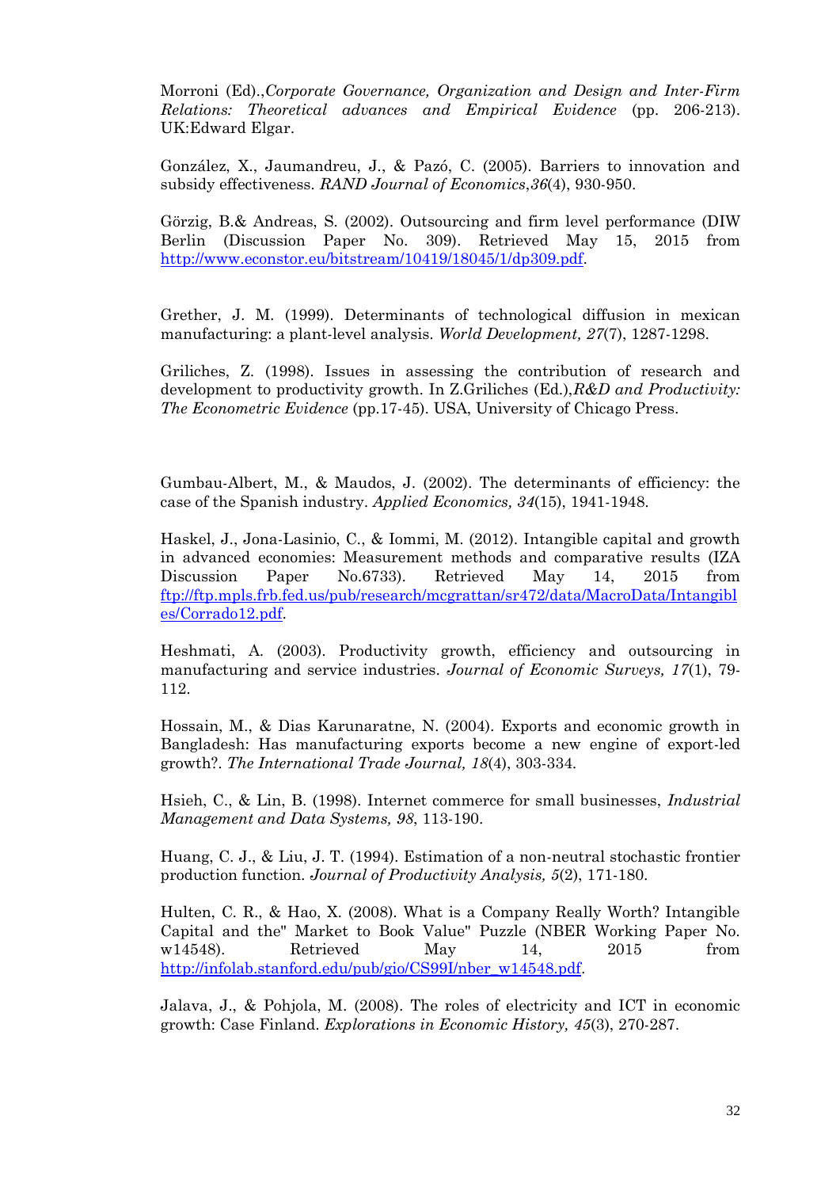Morroni (Ed).,*Corporate Governance, Organization and Design and Inter-Firm Relations: Theoretical advances and Empirical Evidence* (pp. 206-213). UK:Edward Elgar.

González, X., Jaumandreu, J., & Pazó, C. (2005). Barriers to innovation and subsidy effectiveness. *RAND Journal of Economics*,*36*(4), 930-950.

Görzig, B.& Andreas, S. (2002). Outsourcing and firm level performance (DIW Berlin (Discussion Paper No. 309). Retrieved May 15, 2015 from http://www.econstor.eu/bitstream/10419/18045/1/dp309.pdf.

Grether, J. M. (1999). Determinants of technological diffusion in mexican manufacturing: a plant-level analysis. *World Development, 27*(7), 1287-1298.

Griliches, Z. (1998). Issues in assessing the contribution of research and development to productivity growth. In Z.Griliches (Ed.),*R&D and Productivity: The Econometric Evidence* (pp.17-45). USA, University of Chicago Press.

Gumbau-Albert, M., & Maudos, J. (2002). The determinants of efficiency: the case of the Spanish industry. *Applied Economics, 34*(15), 1941-1948.

Haskel, J., Jona-Lasinio, C., & Iommi, M. (2012). Intangible capital and growth in advanced economies: Measurement methods and comparative results (IZA Discussion Paper No.6733). Retrieved May 14, 2015 from ftp://ftp.mpls.frb.fed.us/pub/research/mcgrattan/sr472/data/MacroData/Intangibles/Corrado12.pdf.

Heshmati, A. (2003). Productivity growth, efficiency and outsourcing in manufacturing and service industries. *Journal of Economic Surveys, 17*(1), 79-112.

Hossain, M., & Dias Karunaratne, N. (2004). Exports and economic growth in Bangladesh: Has manufacturing exports become a new engine of export-led growth?. *The International Trade Journal, 18*(4), 303-334.

Hsieh, C., & Lin, B. (1998). Internet commerce for small businesses, *Industrial Management and Data Systems, 98*, 113-190.

Huang, C. J., & Liu, J. T. (1994). Estimation of a non-neutral stochastic frontier production function. *Journal of Productivity Analysis, 5*(2), 171-180.

Hulten, C. R., & Hao, X. (2008). What is a Company Really Worth? Intangible Capital and the" Market to Book Value" Puzzle (NBER Working Paper No. w14548). Retrieved May 14, 2015 from http://infolab.stanford.edu/pub/gio/CS99I/nber_w14548.pdf.

Jalava, J., & Pohjola, M. (2008). The roles of electricity and ICT in economic growth: Case Finland. *Explorations in Economic History, 45*(3), 270-287.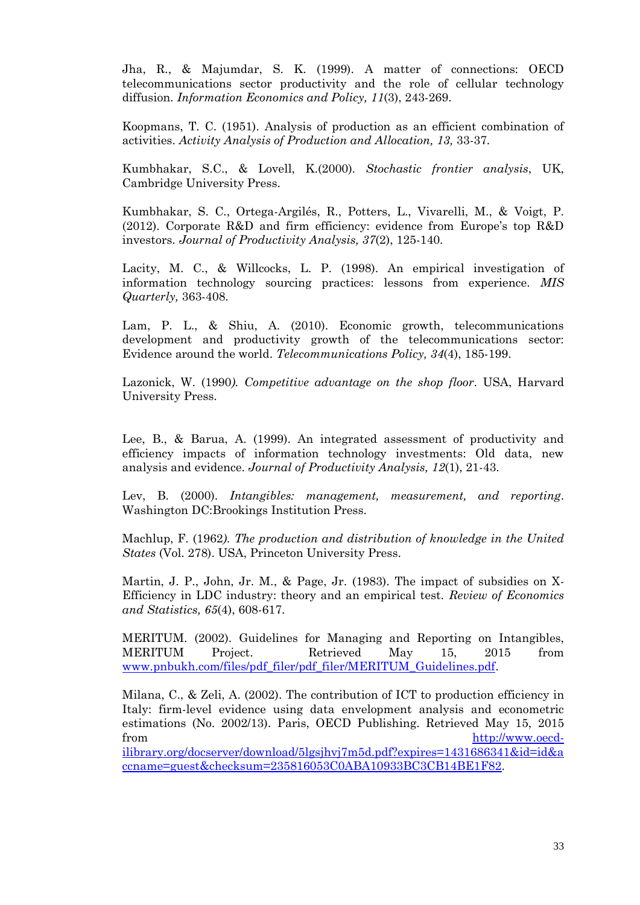Jha, R., & Majumdar, S. K. (1999). A matter of connections: OECD telecommunications sector productivity and the role of cellular technology diffusion. *Information Economics and Policy, 11*(3), 243-269.

Koopmans, T. C. (1951). Analysis of production as an efficient combination of activities. *Activity Analysis of Production and Allocation, 13,* 33-37.

Kumbhakar, S.C., & Lovell, K.(2000). *Stochastic frontier analysis*, UK, Cambridge University Press.

Kumbhakar, S. C., Ortega-Argilés, R., Potters, L., Vivarelli, M., & Voigt, P. (2012). Corporate R&D and firm efficiency: evidence from Europe's top R&D investors. *Journal of Productivity Analysis, 37*(2), 125-140.

Lacity, M. C., & Willcocks, L. P. (1998). An empirical investigation of information technology sourcing practices: lessons from experience. *MIS Quarterly,* 363-408.

Lam, P. L., & Shiu, A. (2010). Economic growth, telecommunications development and productivity growth of the telecommunications sector: Evidence around the world. *Telecommunications Policy, 34*(4), 185-199.

Lazonick, W. (1990*). Competitive advantage on the shop floor*. USA, Harvard University Press.

Lee, B., & Barua, A. (1999). An integrated assessment of productivity and efficiency impacts of information technology investments: Old data, new analysis and evidence. *Journal of Productivity Analysis, 12*(1), 21-43.

Lev, B. (2000). *Intangibles: management, measurement, and reporting*. Washington DC:Brookings Institution Press.

Machlup, F. (1962*). The production and distribution of knowledge in the United States* (Vol. 278). USA, Princeton University Press.

Martin, J. P., John, Jr. M., & Page, Jr. (1983). The impact of subsidies on X-Efficiency in LDC industry: theory and an empirical test. *Review of Economics and Statistics, 65*(4), 608-617.

MERITUM. (2002). Guidelines for Managing and Reporting on Intangibles, MERITUM Project. Retrieved May 15, 2015 from www.pnbukh.com/files/pdf_filer/pdf_filer/MERITUM_Guidelines.pdf.

Milana, C., & Zeli, A. (2002). The contribution of ICT to production efficiency in Italy: firm-level evidence using data envelopment analysis and econometric estimations (No. 2002/13). Paris, OECD Publishing. Retrieved May 15, 2015 from http://www.oecd-ilibrary.org/docserver/download/5lgsjhvj7m5d.pdf?expires=1431686341&id=id&accname=guest&checksum=235816053C0ABA10933BC3CB14BE1F82.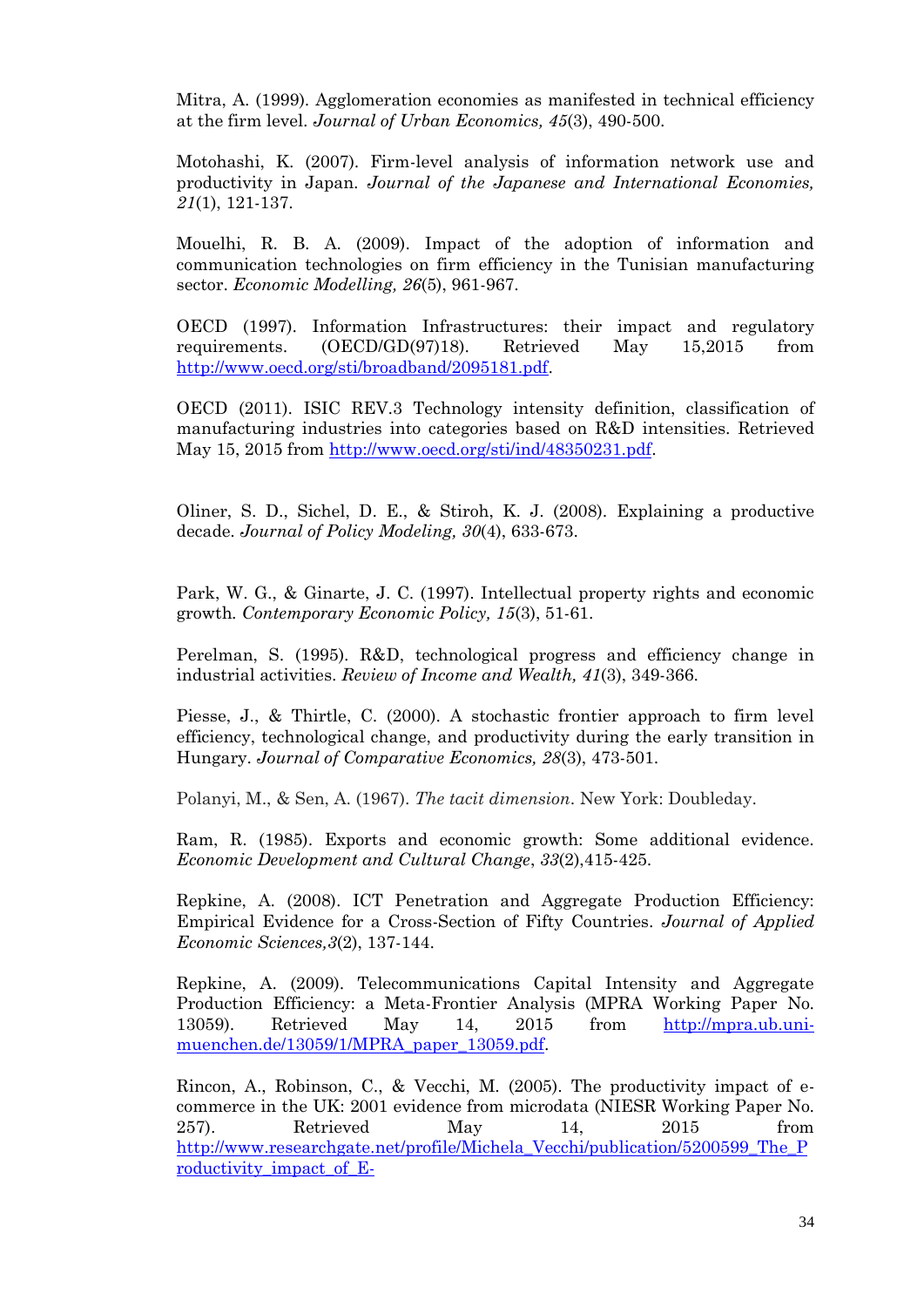Mitra, A. (1999). Agglomeration economies as manifested in technical efficiency at the firm level. *Journal of Urban Economics, 45*(3), 490-500.

Motohashi, K. (2007). Firm-level analysis of information network use and productivity in Japan. *Journal of the Japanese and International Economies, 21*(1), 121-137.

Mouelhi, R. B. A. (2009). Impact of the adoption of information and communication technologies on firm efficiency in the Tunisian manufacturing sector. *Economic Modelling, 26*(5), 961-967.

OECD (1997). Information Infrastructures: their impact and regulatory requirements. (OECD/GD(97)18). Retrieved May 15,2015 from http://www.oecd.org/sti/broadband/2095181.pdf.

OECD (2011). ISIC REV.3 Technology intensity definition, classification of manufacturing industries into categories based on R&D intensities. Retrieved May 15, 2015 from http://www.oecd.org/sti/ind/48350231.pdf.

Oliner, S. D., Sichel, D. E., & Stiroh, K. J. (2008). Explaining a productive decade. *Journal of Policy Modeling, 30*(4), 633-673.

Park, W. G., & Ginarte, J. C. (1997). Intellectual property rights and economic growth. *Contemporary Economic Policy, 15*(3), 51-61.

Perelman, S. (1995). R&D, technological progress and efficiency change in industrial activities. *Review of Income and Wealth, 41*(3), 349-366.

Piesse, J., & Thirtle, C. (2000). A stochastic frontier approach to firm level efficiency, technological change, and productivity during the early transition in Hungary. *Journal of Comparative Economics, 28*(3), 473-501.

Polanyi, M., & Sen, A. (1967). *The tacit dimension*. New York: Doubleday.

Ram, R. (1985). Exports and economic growth: Some additional evidence. *Economic Development and Cultural Change*, *33*(2),415-425.

Repkine, A. (2008). ICT Penetration and Aggregate Production Efficiency: Empirical Evidence for a Cross-Section of Fifty Countries. *Journal of Applied Economic Sciences,3*(2), 137-144.

Repkine, A. (2009). Telecommunications Capital Intensity and Aggregate Production Efficiency: a Meta-Frontier Analysis (MPRA Working Paper No. 13059). Retrieved May 14, 2015 from http://mpra.ub.uni-muenchen.de/13059/1/MPRA_paper_13059.pdf.

Rincon, A., Robinson, C., & Vecchi, M. (2005). The productivity impact of e-commerce in the UK: 2001 evidence from microdata (NIESR Working Paper No. 257). Retrieved May 14, 2015 from http://www.researchgate.net/profile/Michela_Vecchi/publication/5200599_The_Productivity_impact_of_E-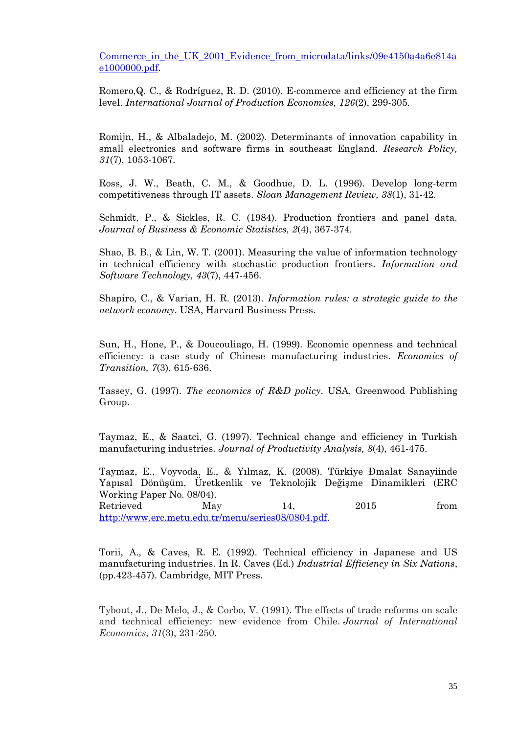[Commerce_in_the_UK_2001_Evidence_from_microdata/links/09e4150a4a6e814ae1000000.pdf](Commerce_in_the_UK_2001_Evidence_from_microdata/links/09e4150a4a6e814ae1000000.pdf).

Romero,Q. C., & Rodríguez, R. D. (2010). E-commerce and efficiency at the firm level. *International Journal of Production Economics, 126*(2), 299-305.

Romijn, H., & Albaladejo, M. (2002). Determinants of innovation capability in small electronics and software firms in southeast England. *Research Policy, 31*(7), 1053-1067.

Ross, J. W., Beath, C. M., & Goodhue, D. L. (1996). Develop long-term competitiveness through IT assets. *Sloan Management Review, 38*(1), 31-42.

Schmidt, P., & Sickles, R. C. (1984). Production frontiers and panel data. *Journal of Business & Economic Statistics, 2*(4), 367-374.

Shao, B. B., & Lin, W. T. (2001). Measuring the value of information technology in technical efficiency with stochastic production frontiers. *Information and Software Technology, 43*(7), 447-456.

Shapiro, C., & Varian, H. R. (2013). *Information rules: a strategic guide to the network economy*. USA, Harvard Business Press.

Sun, H., Hone, P., & Doucouliago, H. (1999). Economic openness and technical efficiency: a case study of Chinese manufacturing industries. *Economics of Transition, 7*(3), 615-636.

Tassey, G. (1997). *The economics of R&D policy*. USA, Greenwood Publishing Group.

Taymaz, E., & Saatci, G. (1997). Technical change and efficiency in Turkish manufacturing industries. *Journal of Productivity Analysis, 8*(4), 461-475.

Taymaz, E., Voyvoda, E., & Yılmaz, K. (2008). Türkiye Đmalat Sanayiinde Yapısal Dönüşüm, Üretkenlik ve Teknolojik Değişme Dinamikleri (ERC Working Paper No. 08/04).
Retrieved May 14, 2015 from [http://www.erc.metu.edu.tr/menu/series08/0804.pdf](http://www.erc.metu.edu.tr/menu/series08/0804.pdf).

Torii, A., & Caves, R. E. (1992). Technical efficiency in Japanese and US manufacturing industries. In R. Caves (Ed.) *Industrial Efficiency in Six Nations*, (pp.423-457). Cambridge, MIT Press.

Tybout, J., De Melo, J., & Corbo, V. (1991). The effects of trade reforms on scale and technical efficiency: new evidence from Chile. *Journal of International Economics*, *31*(3), 231-250.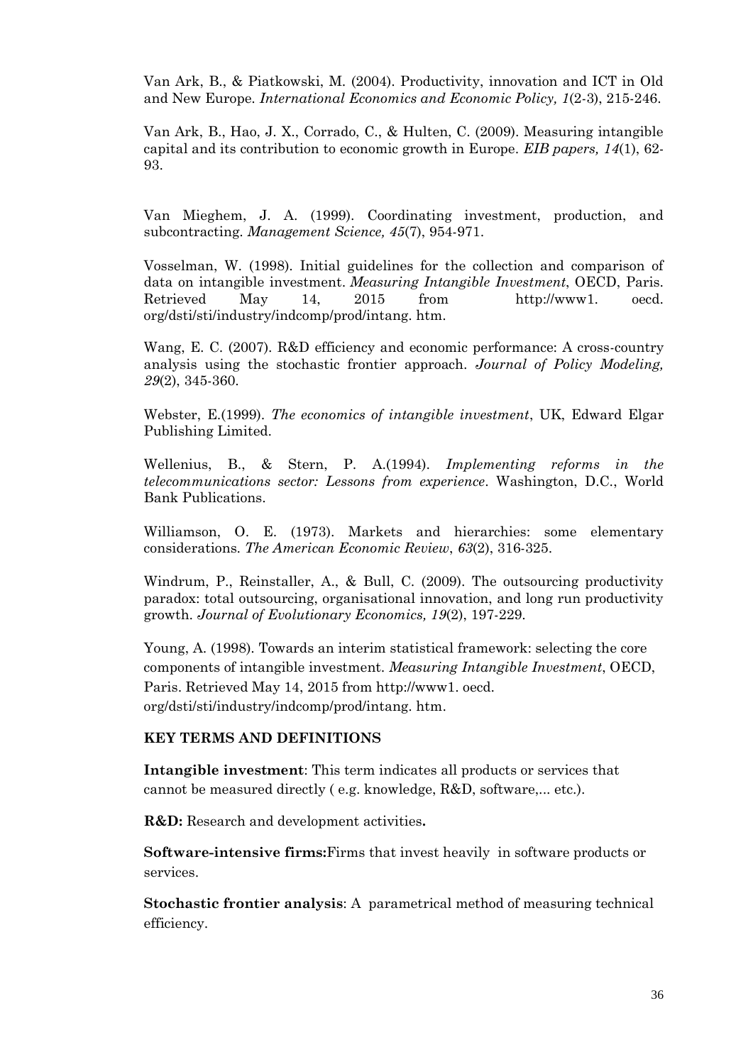Van Ark, B., & Piatkowski, M. (2004). Productivity, innovation and ICT in Old and New Europe. *International Economics and Economic Policy, 1*(2-3), 215-246.

Van Ark, B., Hao, J. X., Corrado, C., & Hulten, C. (2009). Measuring intangible capital and its contribution to economic growth in Europe. *EIB papers, 14*(1), 62-93.

Van Mieghem, J. A. (1999). Coordinating investment, production, and subcontracting. *Management Science, 45*(7), 954-971.

Vosselman, W. (1998). Initial guidelines for the collection and comparison of data on intangible investment. *Measuring Intangible Investment*, OECD, Paris. Retrieved May 14, 2015 from http://www1. oecd. org/dsti/sti/industry/indcomp/prod/intang. htm.

Wang, E. C. (2007). R&D efficiency and economic performance: A cross-country analysis using the stochastic frontier approach. *Journal of Policy Modeling, 29*(2), 345-360.

Webster, E.(1999). *The economics of intangible investment*, UK, Edward Elgar Publishing Limited.

Wellenius, B., & Stern, P. A.(1994). *Implementing reforms in the telecommunications sector: Lessons from experience*. Washington, D.C., World Bank Publications.

Williamson, O. E. (1973). Markets and hierarchies: some elementary considerations. *The American Economic Review*, *63*(2), 316-325.

Windrum, P., Reinstaller, A., & Bull, C. (2009). The outsourcing productivity paradox: total outsourcing, organisational innovation, and long run productivity growth. *Journal of Evolutionary Economics, 19*(2), 197-229.

Young, A. (1998). Towards an interim statistical framework: selecting the core components of intangible investment. *Measuring Intangible Investment*, OECD, Paris. Retrieved May 14, 2015 from http://www1. oecd. org/dsti/sti/industry/indcomp/prod/intang. htm.

## KEY TERMS AND DEFINITIONS

**Intangible investment**: This term indicates all products or services that cannot be measured directly ( e.g. knowledge, R&D, software,... etc.).

**R&D:** Research and development activities**.**

**Software-intensive firms:**Firms that invest heavily in software products or services.

**Stochastic frontier analysis**: A parametrical method of measuring technical efficiency.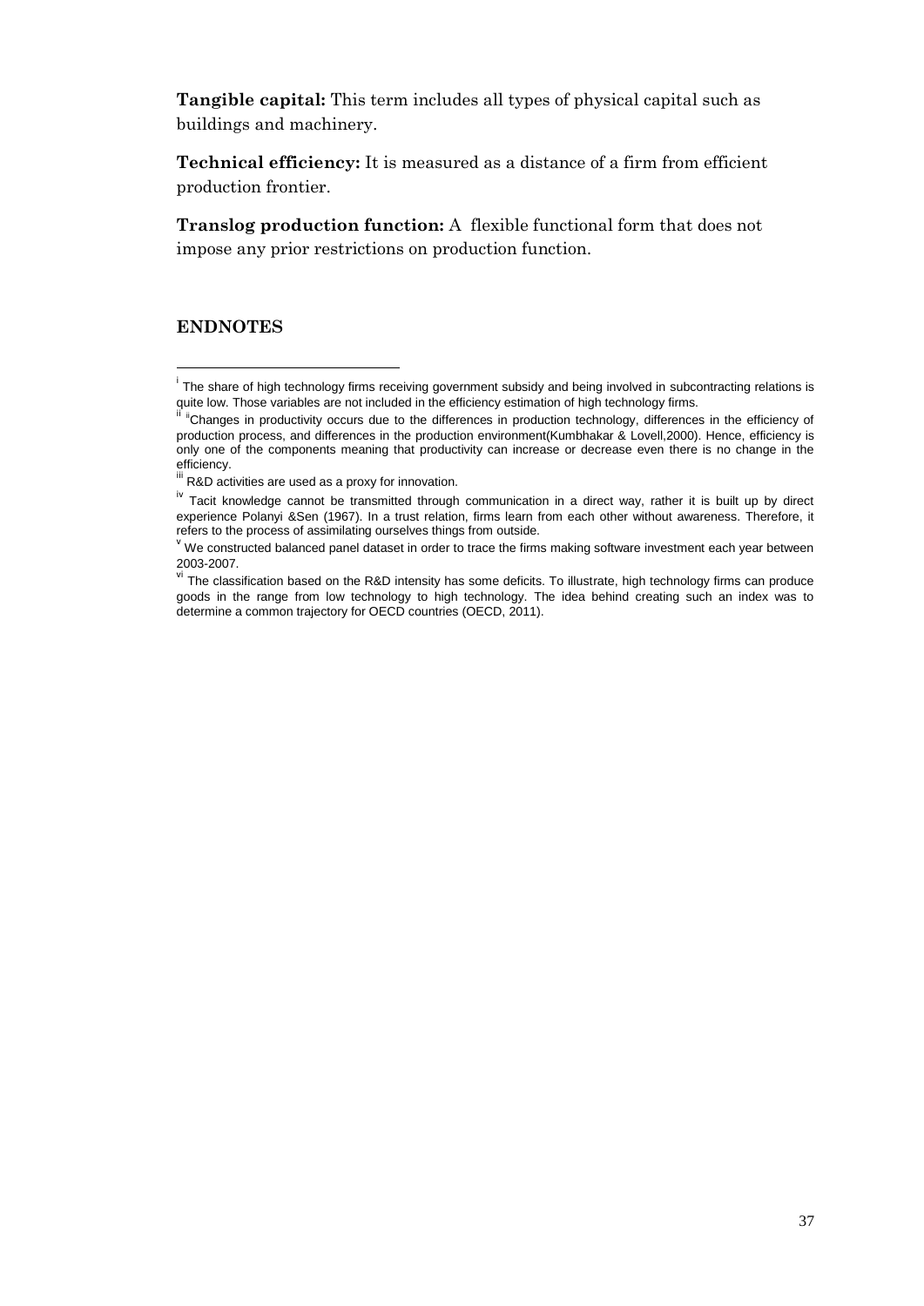**Tangible capital:** This term includes all types of physical capital such as buildings and machinery.

**Technical efficiency:** It is measured as a distance of a firm from efficient production frontier.

**Translog production function:** A flexible functional form that does not impose any prior restrictions on production function.

## ENDNOTES

[i] The share of high technology firms receiving government subsidy and being involved in subcontracting relations is quite low. Those variables are not included in the efficiency estimation of high technology firms.

[ii] [ii]Changes in productivity occurs due to the differences in production technology, differences in the efficiency of production process, and differences in the production environment(Kumbhakar & Lovell,2000). Hence, efficiency is only one of the components meaning that productivity can increase or decrease even there is no change in the efficiency.

[iii] R&D activities are used as a proxy for innovation.

[iv] Tacit knowledge cannot be transmitted through communication in a direct way, rather it is built up by direct experience Polanyi &Sen (1967). In a trust relation, firms learn from each other without awareness. Therefore, it refers to the process of assimilating ourselves things from outside.

[v] We constructed balanced panel dataset in order to trace the firms making software investment each year between 2003-2007.

[vi] The classification based on the R&D intensity has some deficits. To illustrate, high technology firms can produce goods in the range from low technology to high technology. The idea behind creating such an index was to determine a common trajectory for OECD countries (OECD, 2011).